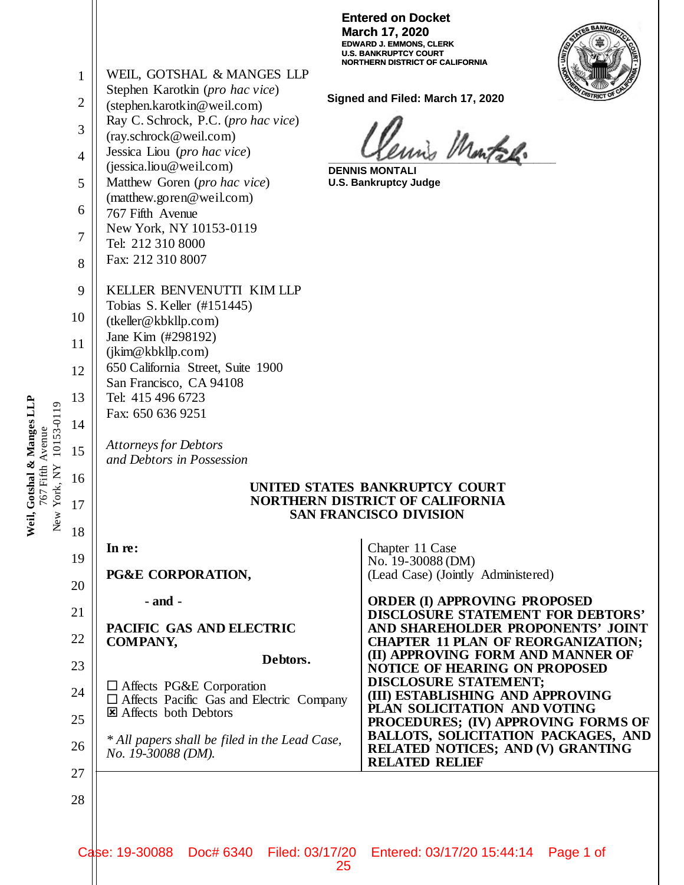**Entered on Docket**
**March 17, 2020**
**EDWARD J. EMMONS, CLERK**
**U.S. BANKRUPTCY COURT**
**NORTHERN DISTRICT OF CALIFORNIA**

**Signed and Filed: March 17, 2020**

**DENNIS MONTALI**
**U.S. Bankruptcy Judge**

WEIL, GOTSHAL & MANGES LLP
Stephen Karotkin (*pro hac vice*)
(stephen.karotkin@weil.com)
Ray C. Schrock, P.C. (*pro hac vice*)
(ray.schrock@weil.com)
Jessica Liou (*pro hac vice*)
(jessica.liou@weil.com)
Matthew Goren (*pro hac vice*)
(matthew.goren@weil.com)
767 Fifth Avenue
New York, NY 10153-0119
Tel: 212 310 8000
Fax: 212 310 8007

KELLER BENVENUTTI KIM LLP
Tobias S. Keller (#151445)
(tkeller@kbkllp.com)
Jane Kim (#298192)
(jkim@kbkllp.com)
650 California Street, Suite 1900
San Francisco, CA 94108
Tel: 415 496 6723
Fax: 650 636 9251

*Attorneys for Debtors*
*and Debtors in Possession*

**UNITED STATES BANKRUPTCY COURT**
**NORTHERN DISTRICT OF CALIFORNIA**
**SAN FRANCISCO DIVISION**

| | |
|---|---|
| **In re:**<br><br>**PG&E CORPORATION,**<br><br>**- and -**<br><br>**PACIFIC GAS AND ELECTRIC COMPANY,**<br><br>**Debtors.**<br><br>☐ Affects PG&E Corporation<br>☐ Affects Pacific Gas and Electric Company<br>☒ Affects both Debtors<br><br>*\* All papers shall be filed in the Lead Case, No. 19-30088 (DM).* | Chapter 11 Case<br>No. 19-30088 (DM)<br>(Lead Case) (Jointly Administered)<br><br>**ORDER (I) APPROVING PROPOSED DISCLOSURE STATEMENT FOR DEBTORS' AND SHAREHOLDER PROPONENTS' JOINT CHAPTER 11 PLAN OF REORGANIZATION; (II) APPROVING FORM AND MANNER OF NOTICE OF HEARING ON PROPOSED DISCLOSURE STATEMENT; (III) ESTABLISHING AND APPROVING PLAN SOLICITATION AND VOTING PROCEDURES; (IV) APPROVING FORMS OF BALLOTS, SOLICITATION PACKAGES, AND RELATED NOTICES; AND (V) GRANTING RELATED RELIEF** |

Case: 19-30088 Doc# 6340 Filed: 03/17/20 Entered: 03/17/20 15:44:14 Page 1 of 25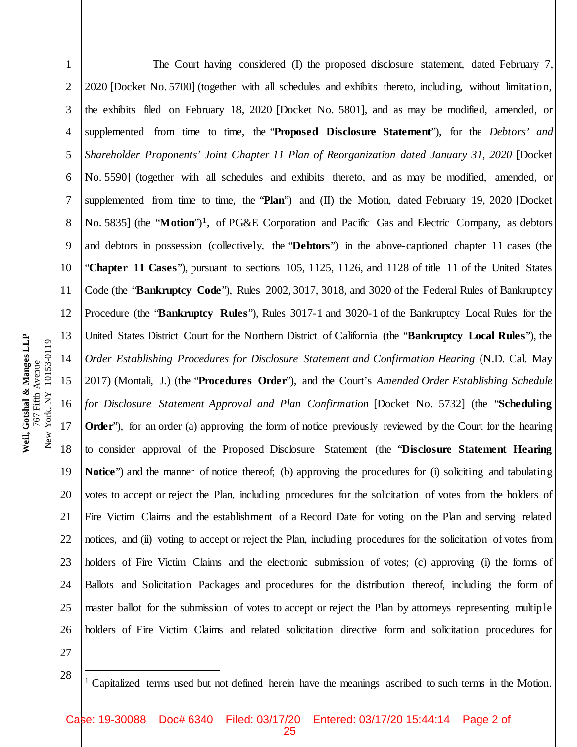The Court having considered (I) the proposed disclosure statement, dated February 7, 2020 [Docket No. 5700] (together with all schedules and exhibits thereto, including, without limitation, the exhibits filed on February 18, 2020 [Docket No. 5801], and as may be modified, amended, or supplemented from time to time, the "**Proposed Disclosure Statement**"), for the *Debtors' and Shareholder Proponents' Joint Chapter 11 Plan of Reorganization dated January 31, 2020* [Docket No. 5590] (together with all schedules and exhibits thereto, and as may be modified, amended, or supplemented from time to time, the "**Plan**") and (II) the Motion, dated February 19, 2020 [Docket No. 5835] (the "**Motion**")[1], of PG&E Corporation and Pacific Gas and Electric Company, as debtors and debtors in possession (collectively, the "**Debtors**") in the above-captioned chapter 11 cases (the "**Chapter 11 Cases**"), pursuant to sections 105, 1125, 1126, and 1128 of title 11 of the United States Code (the "**Bankruptcy Code**"), Rules 2002, 3017, 3018, and 3020 of the Federal Rules of Bankruptcy Procedure (the "**Bankruptcy Rules**"), Rules 3017-1 and 3020-1 of the Bankruptcy Local Rules for the United States District Court for the Northern District of California (the "**Bankruptcy Local Rules**"), the *Order Establishing Procedures for Disclosure Statement and Confirmation Hearing* (N.D. Cal. May 2017) (Montali, J.) (the "**Procedures Order**"), and the Court's *Amended Order Establishing Schedule for Disclosure Statement Approval and Plan Confirmation* [Docket No. 5732] (the "**Scheduling Order**"), for an order (a) approving the form of notice previously reviewed by the Court for the hearing to consider approval of the Proposed Disclosure Statement (the "**Disclosure Statement Hearing Notice**") and the manner of notice thereof; (b) approving the procedures for (i) soliciting and tabulating votes to accept or reject the Plan, including procedures for the solicitation of votes from the holders of Fire Victim Claims and the establishment of a Record Date for voting on the Plan and serving related notices, and (ii) voting to accept or reject the Plan, including procedures for the solicitation of votes from holders of Fire Victim Claims and the electronic submission of votes; (c) approving (i) the forms of Ballots and Solicitation Packages and procedures for the distribution thereof, including the form of master ballot for the submission of votes to accept or reject the Plan by attorneys representing multiple holders of Fire Victim Claims and related solicitation directive form and solicitation procedures for

---

[1] Capitalized terms used but not defined herein have the meanings ascribed to such terms in the Motion.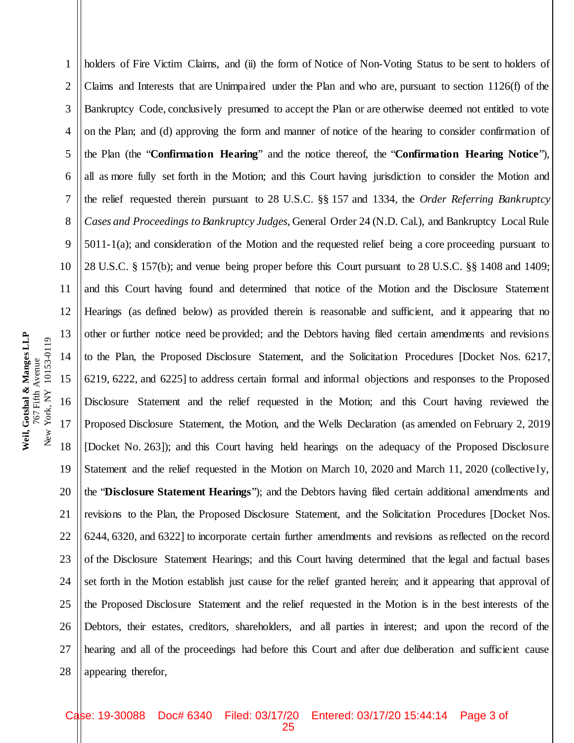holders of Fire Victim Claims, and (ii) the form of Notice of Non-Voting Status to be sent to holders of Claims and Interests that are Unimpaired under the Plan and who are, pursuant to section 1126(f) of the Bankruptcy Code, conclusively presumed to accept the Plan or are otherwise deemed not entitled to vote on the Plan; and (d) approving the form and manner of notice of the hearing to consider confirmation of the Plan (the "**Confirmation Hearing**" and the notice thereof, the "**Confirmation Hearing Notice**"), all as more fully set forth in the Motion; and this Court having jurisdiction to consider the Motion and the relief requested therein pursuant to 28 U.S.C. §§ 157 and 1334, the *Order Referring Bankruptcy Cases and Proceedings to Bankruptcy Judges*, General Order 24 (N.D. Cal.), and Bankruptcy Local Rule 5011-1(a); and consideration of the Motion and the requested relief being a core proceeding pursuant to 28 U.S.C. § 157(b); and venue being proper before this Court pursuant to 28 U.S.C. §§ 1408 and 1409; and this Court having found and determined that notice of the Motion and the Disclosure Statement Hearings (as defined below) as provided therein is reasonable and sufficient, and it appearing that no other or further notice need be provided; and the Debtors having filed certain amendments and revisions to the Plan, the Proposed Disclosure Statement, and the Solicitation Procedures [Docket Nos. 6217, 6219, 6222, and 6225] to address certain formal and informal objections and responses to the Proposed Disclosure Statement and the relief requested in the Motion; and this Court having reviewed the Proposed Disclosure Statement, the Motion, and the Wells Declaration (as amended on February 2, 2019 [Docket No. 263]); and this Court having held hearings on the adequacy of the Proposed Disclosure Statement and the relief requested in the Motion on March 10, 2020 and March 11, 2020 (collectively, the "**Disclosure Statement Hearings**"); and the Debtors having filed certain additional amendments and revisions to the Plan, the Proposed Disclosure Statement, and the Solicitation Procedures [Docket Nos. 6244, 6320, and 6322] to incorporate certain further amendments and revisions as reflected on the record of the Disclosure Statement Hearings; and this Court having determined that the legal and factual bases set forth in the Motion establish just cause for the relief granted herein; and it appearing that approval of the Proposed Disclosure Statement and the relief requested in the Motion is in the best interests of the Debtors, their estates, creditors, shareholders, and all parties in interest; and upon the record of the hearing and all of the proceedings had before this Court and after due deliberation and sufficient cause appearing therefor,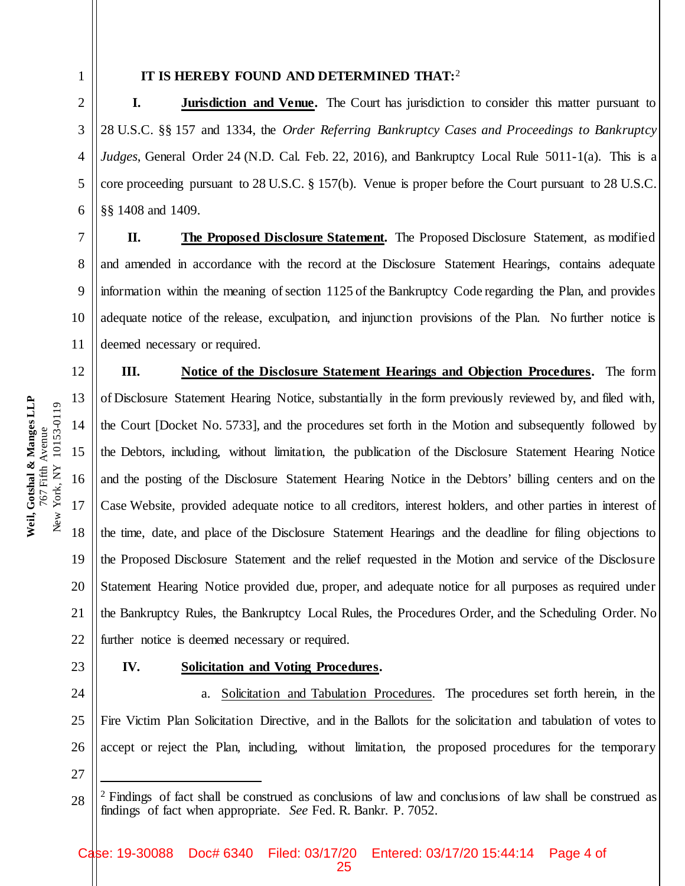**IT IS HEREBY FOUND AND DETERMINED THAT:**[2]

**I. Jurisdiction and Venue.** The Court has jurisdiction to consider this matter pursuant to 28 U.S.C. §§ 157 and 1334, the *Order Referring Bankruptcy Cases and Proceedings to Bankruptcy Judges*, General Order 24 (N.D. Cal. Feb. 22, 2016), and Bankruptcy Local Rule 5011-1(a). This is a core proceeding pursuant to 28 U.S.C. § 157(b). Venue is proper before the Court pursuant to 28 U.S.C. §§ 1408 and 1409.

**II. The Proposed Disclosure Statement.** The Proposed Disclosure Statement, as modified and amended in accordance with the record at the Disclosure Statement Hearings, contains adequate information within the meaning of section 1125 of the Bankruptcy Code regarding the Plan, and provides adequate notice of the release, exculpation, and injunction provisions of the Plan. No further notice is deemed necessary or required.

**III. Notice of the Disclosure Statement Hearings and Objection Procedures.** The form of Disclosure Statement Hearing Notice, substantially in the form previously reviewed by, and filed with, the Court [Docket No. 5733], and the procedures set forth in the Motion and subsequently followed by the Debtors, including, without limitation, the publication of the Disclosure Statement Hearing Notice and the posting of the Disclosure Statement Hearing Notice in the Debtors' billing centers and on the Case Website, provided adequate notice to all creditors, interest holders, and other parties in interest of the time, date, and place of the Disclosure Statement Hearings and the deadline for filing objections to the Proposed Disclosure Statement and the relief requested in the Motion and service of the Disclosure Statement Hearing Notice provided due, proper, and adequate notice for all purposes as required under the Bankruptcy Rules, the Bankruptcy Local Rules, the Procedures Order, and the Scheduling Order. No further notice is deemed necessary or required.

**IV. Solicitation and Voting Procedures.**

a. Solicitation and Tabulation Procedures. The procedures set forth herein, in the Fire Victim Plan Solicitation Directive, and in the Ballots for the solicitation and tabulation of votes to accept or reject the Plan, including, without limitation, the proposed procedures for the temporary

---

[2] Findings of fact shall be construed as conclusions of law and conclusions of law shall be construed as findings of fact when appropriate. *See* Fed. R. Bankr. P. 7052.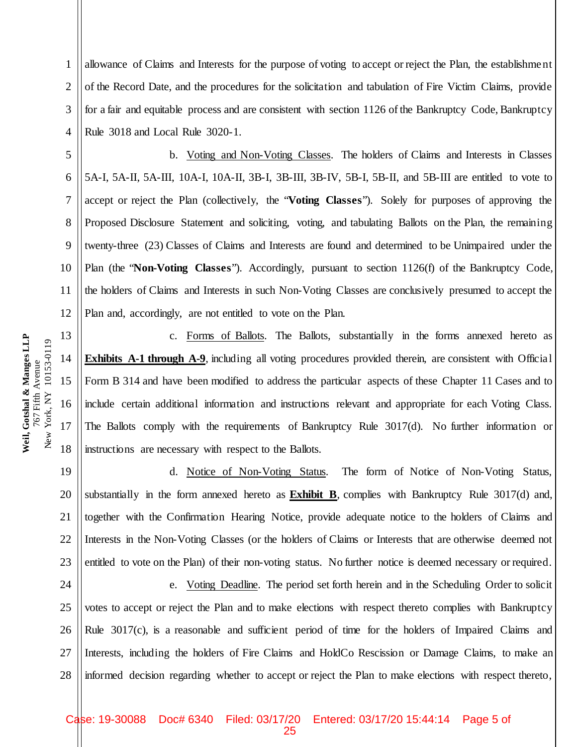allowance of Claims and Interests for the purpose of voting to accept or reject the Plan, the establishment of the Record Date, and the procedures for the solicitation and tabulation of Fire Victim Claims, provide for a fair and equitable process and are consistent with section 1126 of the Bankruptcy Code, Bankruptcy Rule 3018 and Local Rule 3020-1.

b. Voting and Non-Voting Classes. The holders of Claims and Interests in Classes 5A-I, 5A-II, 5A-III, 10A-I, 10A-II, 3B-I, 3B-III, 3B-IV, 5B-I, 5B-II, and 5B-III are entitled to vote to accept or reject the Plan (collectively, the "**Voting Classes**"). Solely for purposes of approving the Proposed Disclosure Statement and soliciting, voting, and tabulating Ballots on the Plan, the remaining twenty-three (23) Classes of Claims and Interests are found and determined to be Unimpaired under the Plan (the "**Non-Voting Classes**"). Accordingly, pursuant to section 1126(f) of the Bankruptcy Code, the holders of Claims and Interests in such Non-Voting Classes are conclusively presumed to accept the Plan and, accordingly, are not entitled to vote on the Plan.

c. Forms of Ballots. The Ballots, substantially in the forms annexed hereto as **Exhibits A-1 through A-9**, including all voting procedures provided therein, are consistent with Official Form B 314 and have been modified to address the particular aspects of these Chapter 11 Cases and to include certain additional information and instructions relevant and appropriate for each Voting Class. The Ballots comply with the requirements of Bankruptcy Rule 3017(d). No further information or instructions are necessary with respect to the Ballots.

d. Notice of Non-Voting Status. The form of Notice of Non-Voting Status, substantially in the form annexed hereto as **Exhibit B**, complies with Bankruptcy Rule 3017(d) and, together with the Confirmation Hearing Notice, provide adequate notice to the holders of Claims and Interests in the Non-Voting Classes (or the holders of Claims or Interests that are otherwise deemed not entitled to vote on the Plan) of their non-voting status. No further notice is deemed necessary or required.

e. Voting Deadline. The period set forth herein and in the Scheduling Order to solicit votes to accept or reject the Plan and to make elections with respect thereto complies with Bankruptcy Rule 3017(c), is a reasonable and sufficient period of time for the holders of Impaired Claims and Interests, including the holders of Fire Claims and HoldCo Rescission or Damage Claims, to make an informed decision regarding whether to accept or reject the Plan to make elections with respect thereto,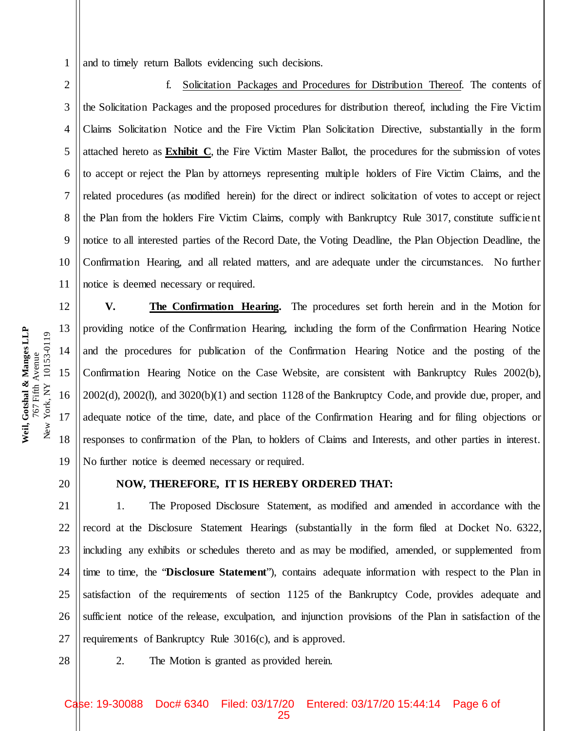and to timely return Ballots evidencing such decisions.

f. Solicitation Packages and Procedures for Distribution Thereof. The contents of the Solicitation Packages and the proposed procedures for distribution thereof, including the Fire Victim Claims Solicitation Notice and the Fire Victim Plan Solicitation Directive, substantially in the form attached hereto as **Exhibit C**, the Fire Victim Master Ballot, the procedures for the submission of votes to accept or reject the Plan by attorneys representing multiple holders of Fire Victim Claims, and the related procedures (as modified herein) for the direct or indirect solicitation of votes to accept or reject the Plan from the holders Fire Victim Claims, comply with Bankruptcy Rule 3017, constitute sufficient notice to all interested parties of the Record Date, the Voting Deadline, the Plan Objection Deadline, the Confirmation Hearing, and all related matters, and are adequate under the circumstances. No further notice is deemed necessary or required.

**V. The Confirmation Hearing.** The procedures set forth herein and in the Motion for providing notice of the Confirmation Hearing, including the form of the Confirmation Hearing Notice and the procedures for publication of the Confirmation Hearing Notice and the posting of the Confirmation Hearing Notice on the Case Website, are consistent with Bankruptcy Rules 2002(b), 2002(d), 2002(l), and 3020(b)(1) and section 1128 of the Bankruptcy Code, and provide due, proper, and adequate notice of the time, date, and place of the Confirmation Hearing and for filing objections or responses to confirmation of the Plan, to holders of Claims and Interests, and other parties in interest. No further notice is deemed necessary or required.

**NOW, THEREFORE, IT IS HEREBY ORDERED THAT:**

1. The Proposed Disclosure Statement, as modified and amended in accordance with the record at the Disclosure Statement Hearings (substantially in the form filed at Docket No. 6322, including any exhibits or schedules thereto and as may be modified, amended, or supplemented from time to time, the "**Disclosure Statement**"), contains adequate information with respect to the Plan in satisfaction of the requirements of section 1125 of the Bankruptcy Code, provides adequate and sufficient notice of the release, exculpation, and injunction provisions of the Plan in satisfaction of the requirements of Bankruptcy Rule 3016(c), and is approved.

2. The Motion is granted as provided herein.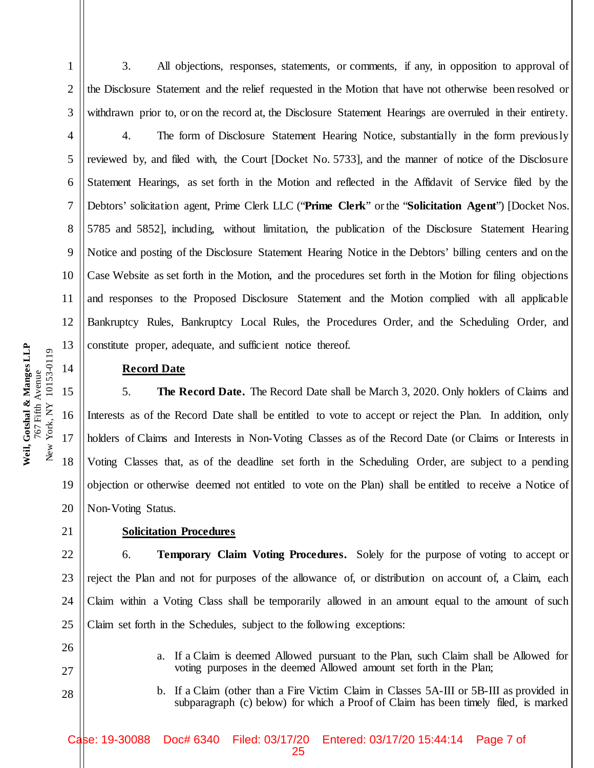3. All objections, responses, statements, or comments, if any, in opposition to approval of the Disclosure Statement and the relief requested in the Motion that have not otherwise been resolved or withdrawn prior to, or on the record at, the Disclosure Statement Hearings are overruled in their entirety.

4. The form of Disclosure Statement Hearing Notice, substantially in the form previously reviewed by, and filed with, the Court [Docket No. 5733], and the manner of notice of the Disclosure Statement Hearings, as set forth in the Motion and reflected in the Affidavit of Service filed by the Debtors' solicitation agent, Prime Clerk LLC ("**Prime Clerk**" or the "**Solicitation Agent**") [Docket Nos. 5785 and 5852], including, without limitation, the publication of the Disclosure Statement Hearing Notice and posting of the Disclosure Statement Hearing Notice in the Debtors' billing centers and on the Case Website as set forth in the Motion, and the procedures set forth in the Motion for filing objections and responses to the Proposed Disclosure Statement and the Motion complied with all applicable Bankruptcy Rules, Bankruptcy Local Rules, the Procedures Order, and the Scheduling Order, and constitute proper, adequate, and sufficient notice thereof.

**Record Date**

5. **The Record Date.** The Record Date shall be March 3, 2020. Only holders of Claims and Interests as of the Record Date shall be entitled to vote to accept or reject the Plan. In addition, only holders of Claims and Interests in Non-Voting Classes as of the Record Date (or Claims or Interests in Voting Classes that, as of the deadline set forth in the Scheduling Order, are subject to a pending objection or otherwise deemed not entitled to vote on the Plan) shall be entitled to receive a Notice of Non-Voting Status.

**Solicitation Procedures**

6. **Temporary Claim Voting Procedures.** Solely for the purpose of voting to accept or reject the Plan and not for purposes of the allowance of, or distribution on account of, a Claim, each Claim within a Voting Class shall be temporarily allowed in an amount equal to the amount of such Claim set forth in the Schedules, subject to the following exceptions:

a. If a Claim is deemed Allowed pursuant to the Plan, such Claim shall be Allowed for voting purposes in the deemed Allowed amount set forth in the Plan;

b. If a Claim (other than a Fire Victim Claim in Classes 5A-III or 5B-III as provided in subparagraph (c) below) for which a Proof of Claim has been timely filed, is marked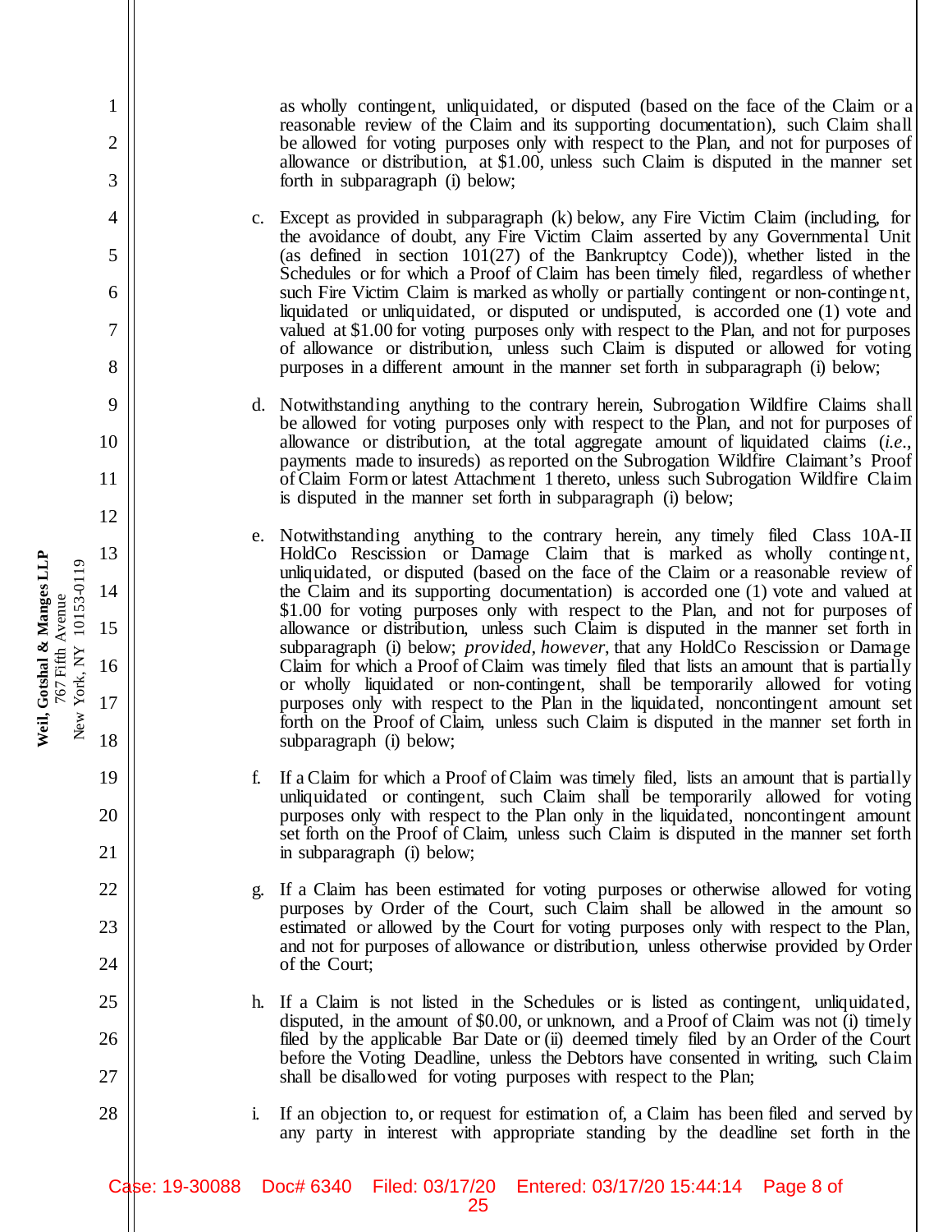as wholly contingent, unliquidated, or disputed (based on the face of the Claim or a reasonable review of the Claim and its supporting documentation), such Claim shall be allowed for voting purposes only with respect to the Plan, and not for purposes of allowance or distribution, at $1.00, unless such Claim is disputed in the manner set forth in subparagraph (i) below;

c. Except as provided in subparagraph (k) below, any Fire Victim Claim (including, for the avoidance of doubt, any Fire Victim Claim asserted by any Governmental Unit (as defined in section 101(27) of the Bankruptcy Code)), whether listed in the Schedules or for which a Proof of Claim has been timely filed, regardless of whether such Fire Victim Claim is marked as wholly or partially contingent or non-contingent, liquidated or unliquidated, or disputed or undisputed, is accorded one (1) vote and valued at $1.00 for voting purposes only with respect to the Plan, and not for purposes of allowance or distribution, unless such Claim is disputed or allowed for voting purposes in a different amount in the manner set forth in subparagraph (i) below;

d. Notwithstanding anything to the contrary herein, Subrogation Wildfire Claims shall be allowed for voting purposes only with respect to the Plan, and not for purposes of allowance or distribution, at the total aggregate amount of liquidated claims (*i.e.*, payments made to insureds) as reported on the Subrogation Wildfire Claimant's Proof of Claim Form or latest Attachment 1 thereto, unless such Subrogation Wildfire Claim is disputed in the manner set forth in subparagraph (i) below;

e. Notwithstanding anything to the contrary herein, any timely filed Class 10A-II HoldCo Rescission or Damage Claim that is marked as wholly contingent, unliquidated, or disputed (based on the face of the Claim or a reasonable review of the Claim and its supporting documentation) is accorded one (1) vote and valued at $1.00 for voting purposes only with respect to the Plan, and not for purposes of allowance or distribution, unless such Claim is disputed in the manner set forth in subparagraph (i) below; *provided, however*, that any HoldCo Rescission or Damage Claim for which a Proof of Claim was timely filed that lists an amount that is partially or wholly liquidated or non-contingent, shall be temporarily allowed for voting purposes only with respect to the Plan in the liquidated, noncontingent amount set forth on the Proof of Claim, unless such Claim is disputed in the manner set forth in subparagraph (i) below;

f. If a Claim for which a Proof of Claim was timely filed, lists an amount that is partially unliquidated or contingent, such Claim shall be temporarily allowed for voting purposes only with respect to the Plan only in the liquidated, noncontingent amount set forth on the Proof of Claim, unless such Claim is disputed in the manner set forth in subparagraph (i) below;

g. If a Claim has been estimated for voting purposes or otherwise allowed for voting purposes by Order of the Court, such Claim shall be allowed in the amount so estimated or allowed by the Court for voting purposes only with respect to the Plan, and not for purposes of allowance or distribution, unless otherwise provided by Order of the Court;

h. If a Claim is not listed in the Schedules or is listed as contingent, unliquidated, disputed, in the amount of $0.00, or unknown, and a Proof of Claim was not (i) timely filed by the applicable Bar Date or (ii) deemed timely filed by an Order of the Court before the Voting Deadline, unless the Debtors have consented in writing, such Claim shall be disallowed for voting purposes with respect to the Plan;

i. If an objection to, or request for estimation of, a Claim has been filed and served by any party in interest with appropriate standing by the deadline set forth in the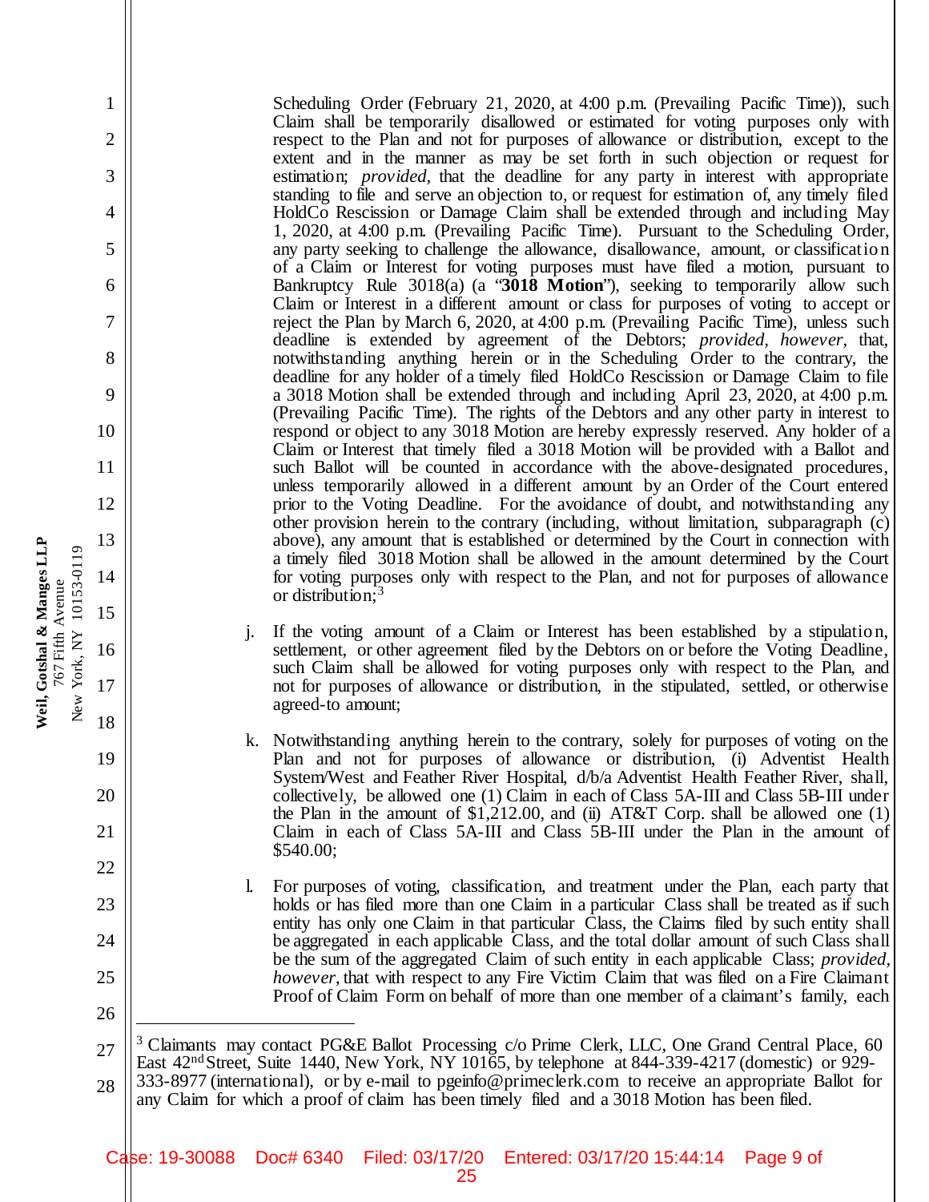Scheduling Order (February 21, 2020, at 4:00 p.m. (Prevailing Pacific Time)), such Claim shall be temporarily disallowed or estimated for voting purposes only with respect to the Plan and not for purposes of allowance or distribution, except to the extent and in the manner as may be set forth in such objection or request for estimation; *provided*, that the deadline for any party in interest with appropriate standing to file and serve an objection to, or request for estimation of, any timely filed HoldCo Rescission or Damage Claim shall be extended through and including May 1, 2020, at 4:00 p.m. (Prevailing Pacific Time). Pursuant to the Scheduling Order, any party seeking to challenge the allowance, disallowance, amount, or classification of a Claim or Interest for voting purposes must have filed a motion, pursuant to Bankruptcy Rule 3018(a) (a "**3018 Motion**"), seeking to temporarily allow such Claim or Interest in a different amount or class for purposes of voting to accept or reject the Plan by March 6, 2020, at 4:00 p.m. (Prevailing Pacific Time), unless such deadline is extended by agreement of the Debtors; *provided*, *however*, that, notwithstanding anything herein or in the Scheduling Order to the contrary, the deadline for any holder of a timely filed HoldCo Rescission or Damage Claim to file a 3018 Motion shall be extended through and including April 23, 2020, at 4:00 p.m. (Prevailing Pacific Time). The rights of the Debtors and any other party in interest to respond or object to any 3018 Motion are hereby expressly reserved. Any holder of a Claim or Interest that timely filed a 3018 Motion will be provided with a Ballot and such Ballot will be counted in accordance with the above-designated procedures, unless temporarily allowed in a different amount by an Order of the Court entered prior to the Voting Deadline. For the avoidance of doubt, and notwithstanding any other provision herein to the contrary (including, without limitation, subparagraph (c) above), any amount that is established or determined by the Court in connection with a timely filed 3018 Motion shall be allowed in the amount determined by the Court for voting purposes only with respect to the Plan, and not for purposes of allowance or distribution;[3]

j. If the voting amount of a Claim or Interest has been established by a stipulation, settlement, or other agreement filed by the Debtors on or before the Voting Deadline, such Claim shall be allowed for voting purposes only with respect to the Plan, and not for purposes of allowance or distribution, in the stipulated, settled, or otherwise agreed-to amount;

k. Notwithstanding anything herein to the contrary, solely for purposes of voting on the Plan and not for purposes of allowance or distribution, (i) Adventist Health System/West and Feather River Hospital, d/b/a Adventist Health Feather River, shall, collectively, be allowed one (1) Claim in each of Class 5A-III and Class 5B-III under the Plan in the amount of $1,212.00, and (ii) AT&T Corp. shall be allowed one (1) Claim in each of Class 5A-III and Class 5B-III under the Plan in the amount of $540.00;

l. For purposes of voting, classification, and treatment under the Plan, each party that holds or has filed more than one Claim in a particular Class shall be treated as if such entity has only one Claim in that particular Class, the Claims filed by such entity shall be aggregated in each applicable Class, and the total dollar amount of such Class shall be the sum of the aggregated Claim of such entity in each applicable Class; *provided*, *however*, that with respect to any Fire Victim Claim that was filed on a Fire Claimant Proof of Claim Form on behalf of more than one member of a claimant's family, each

[3] Claimants may contact PG&E Ballot Processing c/o Prime Clerk, LLC, One Grand Central Place, 60 East 42nd Street, Suite 1440, New York, NY 10165, by telephone at 844-339-4217 (domestic) or 929-333-8977 (international), or by e-mail to pgeinfo@primeclerk.com to receive an appropriate Ballot for any Claim for which a proof of claim has been timely filed and a 3018 Motion has been filed.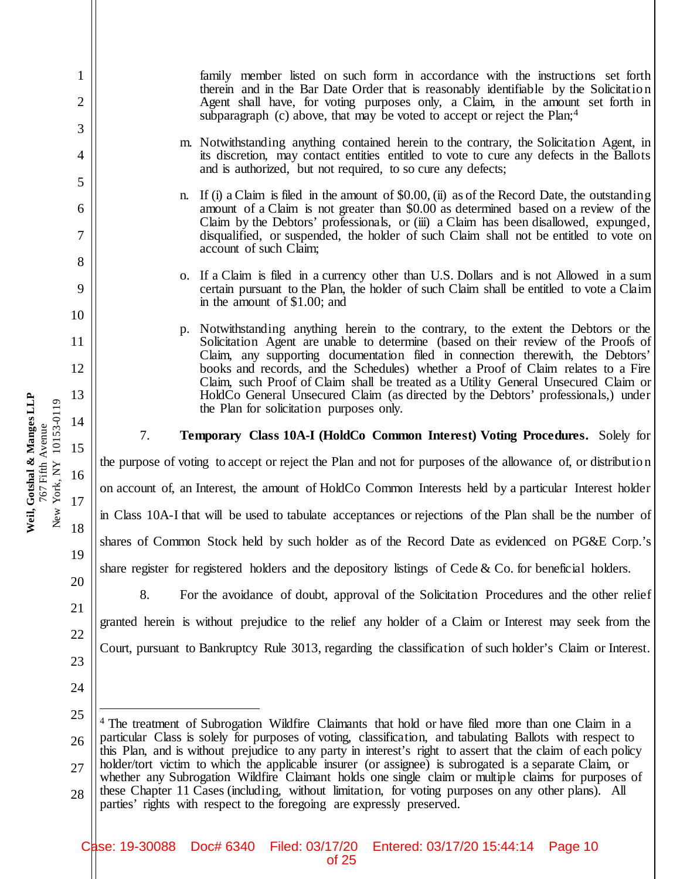family member listed on such form in accordance with the instructions set forth therein and in the Bar Date Order that is reasonably identifiable by the Solicitation Agent shall have, for voting purposes only, a Claim, in the amount set forth in subparagraph (c) above, that may be voted to accept or reject the Plan;[4]

m. Notwithstanding anything contained herein to the contrary, the Solicitation Agent, in its discretion, may contact entities entitled to vote to cure any defects in the Ballots and is authorized, but not required, to so cure any defects;

n. If (i) a Claim is filed in the amount of $0.00, (ii) as of the Record Date, the outstanding amount of a Claim is not greater than $0.00 as determined based on a review of the Claim by the Debtors' professionals, or (iii) a Claim has been disallowed, expunged, disqualified, or suspended, the holder of such Claim shall not be entitled to vote on account of such Claim;

o. If a Claim is filed in a currency other than U.S. Dollars and is not Allowed in a sum certain pursuant to the Plan, the holder of such Claim shall be entitled to vote a Claim in the amount of $1.00; and

p. Notwithstanding anything herein to the contrary, to the extent the Debtors or the Solicitation Agent are unable to determine (based on their review of the Proofs of Claim, any supporting documentation filed in connection therewith, the Debtors' books and records, and the Schedules) whether a Proof of Claim relates to a Fire Claim, such Proof of Claim shall be treated as a Utility General Unsecured Claim or HoldCo General Unsecured Claim (as directed by the Debtors' professionals,) under the Plan for solicitation purposes only.

7. **Temporary Class 10A-I (HoldCo Common Interest) Voting Procedures.** Solely for the purpose of voting to accept or reject the Plan and not for purposes of the allowance of, or distribution on account of, an Interest, the amount of HoldCo Common Interests held by a particular Interest holder in Class 10A-I that will be used to tabulate acceptances or rejections of the Plan shall be the number of shares of Common Stock held by such holder as of the Record Date as evidenced on PG&E Corp.'s share register for registered holders and the depository listings of Cede & Co. for beneficial holders.

8. For the avoidance of doubt, approval of the Solicitation Procedures and the other relief granted herein is without prejudice to the relief any holder of a Claim or Interest may seek from the Court, pursuant to Bankruptcy Rule 3013, regarding the classification of such holder's Claim or Interest.

---

[4] The treatment of Subrogation Wildfire Claimants that hold or have filed more than one Claim in a particular Class is solely for purposes of voting, classification, and tabulating Ballots with respect to this Plan, and is without prejudice to any party in interest's right to assert that the claim of each policy holder/tort victim to which the applicable insurer (or assignee) is subrogated is a separate Claim, or whether any Subrogation Wildfire Claimant holds one single claim or multiple claims for purposes of these Chapter 11 Cases (including, without limitation, for voting purposes on any other plans). All parties' rights with respect to the foregoing are expressly preserved.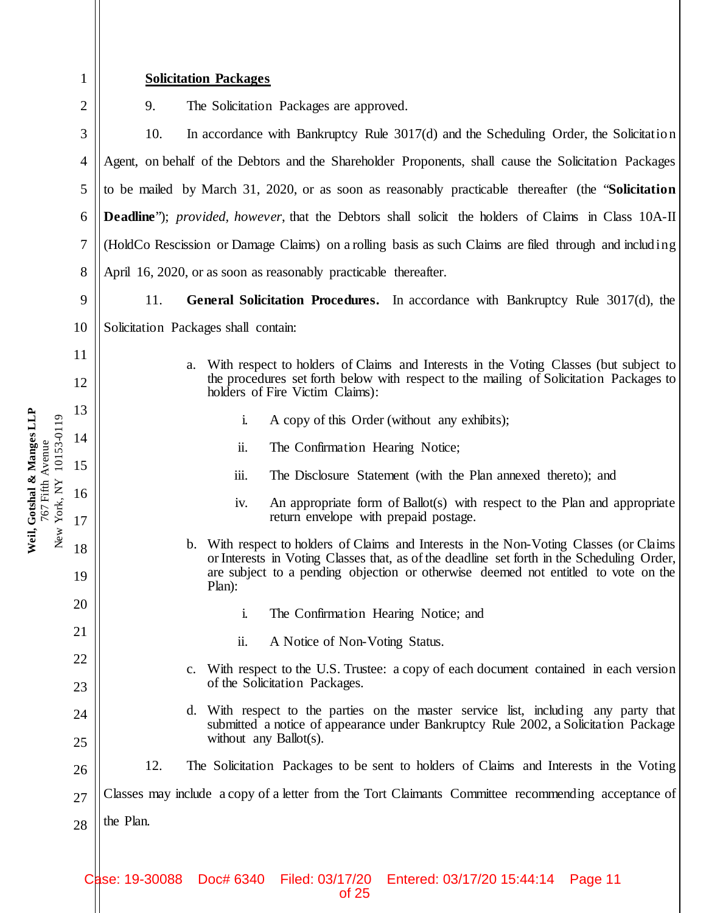**Solicitation Packages**

9. The Solicitation Packages are approved.

10. In accordance with Bankruptcy Rule 3017(d) and the Scheduling Order, the Solicitation Agent, on behalf of the Debtors and the Shareholder Proponents, shall cause the Solicitation Packages to be mailed by March 31, 2020, or as soon as reasonably practicable thereafter (the "**Solicitation Deadline**"); *provided, however*, that the Debtors shall solicit the holders of Claims in Class 10A-II (HoldCo Rescission or Damage Claims) on a rolling basis as such Claims are filed through and including April 16, 2020, or as soon as reasonably practicable thereafter.

11. **General Solicitation Procedures.** In accordance with Bankruptcy Rule 3017(d), the Solicitation Packages shall contain:

a. With respect to holders of Claims and Interests in the Voting Classes (but subject to the procedures set forth below with respect to the mailing of Solicitation Packages to holders of Fire Victim Claims):

   i. A copy of this Order (without any exhibits);

   ii. The Confirmation Hearing Notice;

   iii. The Disclosure Statement (with the Plan annexed thereto); and

   iv. An appropriate form of Ballot(s) with respect to the Plan and appropriate return envelope with prepaid postage.

b. With respect to holders of Claims and Interests in the Non-Voting Classes (or Claims or Interests in Voting Classes that, as of the deadline set forth in the Scheduling Order, are subject to a pending objection or otherwise deemed not entitled to vote on the Plan):

   i. The Confirmation Hearing Notice; and

   ii. A Notice of Non-Voting Status.

c. With respect to the U.S. Trustee: a copy of each document contained in each version of the Solicitation Packages.

d. With respect to the parties on the master service list, including any party that submitted a notice of appearance under Bankruptcy Rule 2002, a Solicitation Package without any Ballot(s).

12. The Solicitation Packages to be sent to holders of Claims and Interests in the Voting Classes may include a copy of a letter from the Tort Claimants Committee recommending acceptance of the Plan.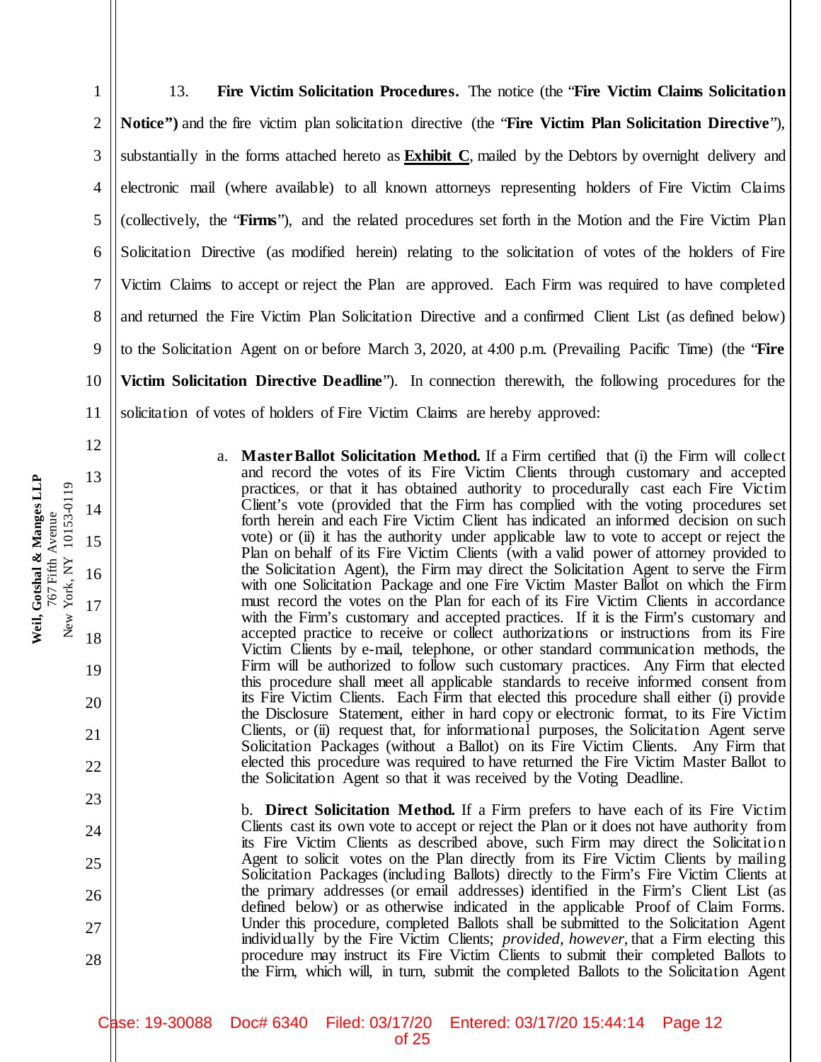13. **Fire Victim Solicitation Procedures.** The notice (the "**Fire Victim Claims Solicitation Notice")** and the fire victim plan solicitation directive (the "**Fire Victim Plan Solicitation Directive**"), substantially in the forms attached hereto as **Exhibit C**, mailed by the Debtors by overnight delivery and electronic mail (where available) to all known attorneys representing holders of Fire Victim Claims (collectively, the "**Firms**"), and the related procedures set forth in the Motion and the Fire Victim Plan Solicitation Directive (as modified herein) relating to the solicitation of votes of the holders of Fire Victim Claims to accept or reject the Plan are approved. Each Firm was required to have completed and returned the Fire Victim Plan Solicitation Directive and a confirmed Client List (as defined below) to the Solicitation Agent on or before March 3, 2020, at 4:00 p.m. (Prevailing Pacific Time) (the "**Fire Victim Solicitation Directive Deadline**"). In connection therewith, the following procedures for the solicitation of votes of holders of Fire Victim Claims are hereby approved:

a. **Master Ballot Solicitation Method.** If a Firm certified that (i) the Firm will collect and record the votes of its Fire Victim Clients through customary and accepted practices, or that it has obtained authority to procedurally cast each Fire Victim Client's vote (provided that the Firm has complied with the voting procedures set forth herein and each Fire Victim Client has indicated an informed decision on such vote) or (ii) it has the authority under applicable law to vote to accept or reject the Plan on behalf of its Fire Victim Clients (with a valid power of attorney provided to the Solicitation Agent), the Firm may direct the Solicitation Agent to serve the Firm with one Solicitation Package and one Fire Victim Master Ballot on which the Firm must record the votes on the Plan for each of its Fire Victim Clients in accordance with the Firm's customary and accepted practices. If it is the Firm's customary and accepted practice to receive or collect authorizations or instructions from its Fire Victim Clients by e-mail, telephone, or other standard communication methods, the Firm will be authorized to follow such customary practices. Any Firm that elected this procedure shall meet all applicable standards to receive informed consent from its Fire Victim Clients. Each Firm that elected this procedure shall either (i) provide the Disclosure Statement, either in hard copy or electronic format, to its Fire Victim Clients, or (ii) request that, for informational purposes, the Solicitation Agent serve Solicitation Packages (without a Ballot) on its Fire Victim Clients. Any Firm that elected this procedure was required to have returned the Fire Victim Master Ballot to the Solicitation Agent so that it was received by the Voting Deadline.

b. **Direct Solicitation Method.** If a Firm prefers to have each of its Fire Victim Clients cast its own vote to accept or reject the Plan or it does not have authority from its Fire Victim Clients as described above, such Firm may direct the Solicitation Agent to solicit votes on the Plan directly from its Fire Victim Clients by mailing Solicitation Packages (including Ballots) directly to the Firm's Fire Victim Clients at the primary addresses (or email addresses) identified in the Firm's Client List (as defined below) or as otherwise indicated in the applicable Proof of Claim Forms. Under this procedure, completed Ballots shall be submitted to the Solicitation Agent individually by the Fire Victim Clients; *provided, however*, that a Firm electing this procedure may instruct its Fire Victim Clients to submit their completed Ballots to the Firm, which will, in turn, submit the completed Ballots to the Solicitation Agent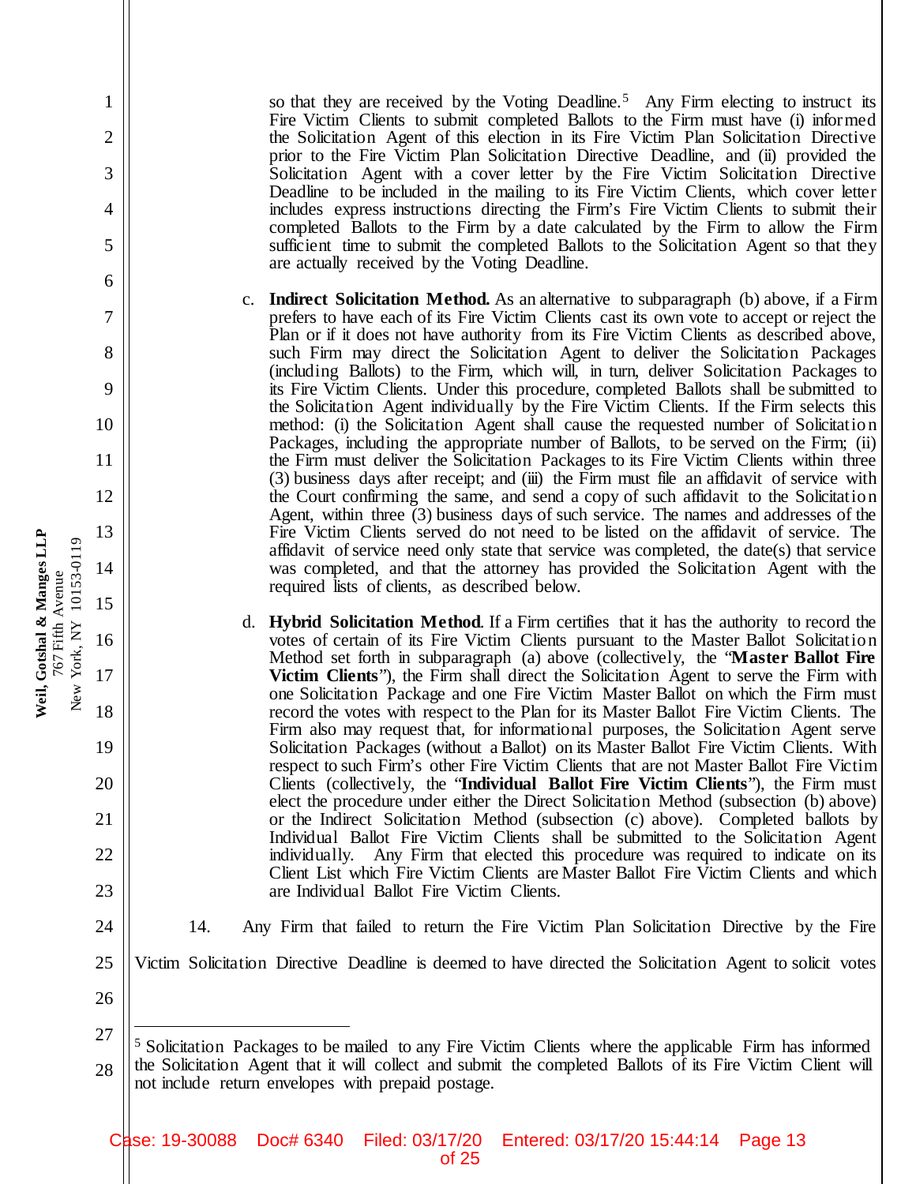so that they are received by the Voting Deadline.[5] Any Firm electing to instruct its Fire Victim Clients to submit completed Ballots to the Firm must have (i) informed the Solicitation Agent of this election in its Fire Victim Plan Solicitation Directive prior to the Fire Victim Plan Solicitation Directive Deadline, and (ii) provided the Solicitation Agent with a cover letter by the Fire Victim Solicitation Directive Deadline to be included in the mailing to its Fire Victim Clients, which cover letter includes express instructions directing the Firm's Fire Victim Clients to submit their completed Ballots to the Firm by a date calculated by the Firm to allow the Firm sufficient time to submit the completed Ballots to the Solicitation Agent so that they are actually received by the Voting Deadline.

c. **Indirect Solicitation Method.** As an alternative to subparagraph (b) above, if a Firm prefers to have each of its Fire Victim Clients cast its own vote to accept or reject the Plan or if it does not have authority from its Fire Victim Clients as described above, such Firm may direct the Solicitation Agent to deliver the Solicitation Packages (including Ballots) to the Firm, which will, in turn, deliver Solicitation Packages to its Fire Victim Clients. Under this procedure, completed Ballots shall be submitted to the Solicitation Agent individually by the Fire Victim Clients. If the Firm selects this method: (i) the Solicitation Agent shall cause the requested number of Solicitation Packages, including the appropriate number of Ballots, to be served on the Firm; (ii) the Firm must deliver the Solicitation Packages to its Fire Victim Clients within three (3) business days after receipt; and (iii) the Firm must file an affidavit of service with the Court confirming the same, and send a copy of such affidavit to the Solicitation Agent, within three (3) business days of such service. The names and addresses of the Fire Victim Clients served do not need to be listed on the affidavit of service. The affidavit of service need only state that service was completed, the date(s) that service was completed, and that the attorney has provided the Solicitation Agent with the required lists of clients, as described below.

d. **Hybrid Solicitation Method**. If a Firm certifies that it has the authority to record the votes of certain of its Fire Victim Clients pursuant to the Master Ballot Solicitation Method set forth in subparagraph (a) above (collectively, the "**Master Ballot Fire Victim Clients**"), the Firm shall direct the Solicitation Agent to serve the Firm with one Solicitation Package and one Fire Victim Master Ballot on which the Firm must record the votes with respect to the Plan for its Master Ballot Fire Victim Clients. The Firm also may request that, for informational purposes, the Solicitation Agent serve Solicitation Packages (without a Ballot) on its Master Ballot Fire Victim Clients. With respect to such Firm's other Fire Victim Clients that are not Master Ballot Fire Victim Clients (collectively, the "**Individual Ballot Fire Victim Clients**"), the Firm must elect the procedure under either the Direct Solicitation Method (subsection (b) above) or the Indirect Solicitation Method (subsection (c) above). Completed ballots by Individual Ballot Fire Victim Clients shall be submitted to the Solicitation Agent individually. Any Firm that elected this procedure was required to indicate on its Client List which Fire Victim Clients are Master Ballot Fire Victim Clients and which are Individual Ballot Fire Victim Clients.

14. Any Firm that failed to return the Fire Victim Plan Solicitation Directive by the Fire Victim Solicitation Directive Deadline is deemed to have directed the Solicitation Agent to solicit votes

[5] Solicitation Packages to be mailed to any Fire Victim Clients where the applicable Firm has informed the Solicitation Agent that it will collect and submit the completed Ballots of its Fire Victim Client will not include return envelopes with prepaid postage.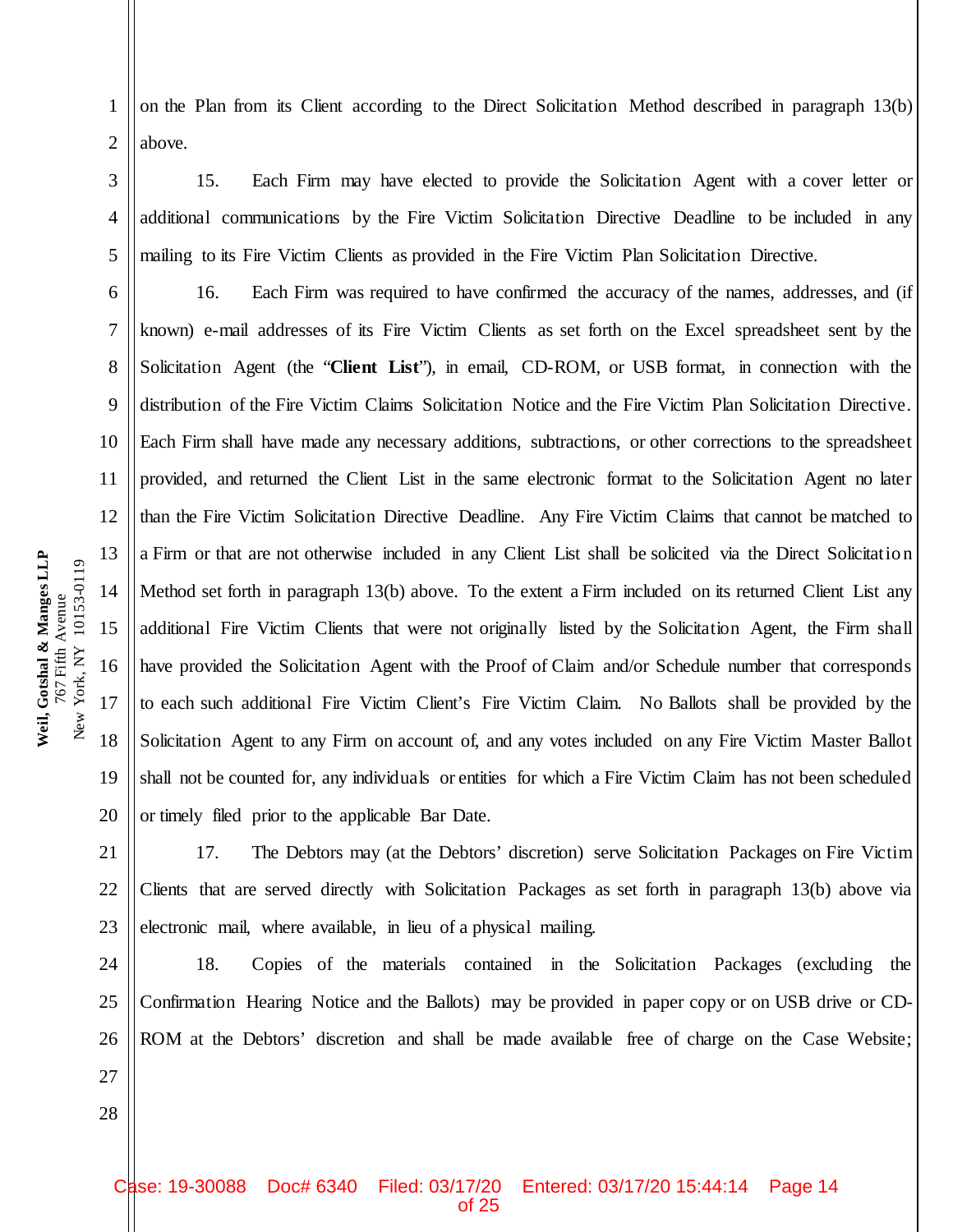on the Plan from its Client according to the Direct Solicitation Method described in paragraph 13(b) above.

15. Each Firm may have elected to provide the Solicitation Agent with a cover letter or additional communications by the Fire Victim Solicitation Directive Deadline to be included in any mailing to its Fire Victim Clients as provided in the Fire Victim Plan Solicitation Directive.

16. Each Firm was required to have confirmed the accuracy of the names, addresses, and (if known) e-mail addresses of its Fire Victim Clients as set forth on the Excel spreadsheet sent by the Solicitation Agent (the "**Client List**"), in email, CD-ROM, or USB format, in connection with the distribution of the Fire Victim Claims Solicitation Notice and the Fire Victim Plan Solicitation Directive. Each Firm shall have made any necessary additions, subtractions, or other corrections to the spreadsheet provided, and returned the Client List in the same electronic format to the Solicitation Agent no later than the Fire Victim Solicitation Directive Deadline. Any Fire Victim Claims that cannot be matched to a Firm or that are not otherwise included in any Client List shall be solicited via the Direct Solicitation Method set forth in paragraph 13(b) above. To the extent a Firm included on its returned Client List any additional Fire Victim Clients that were not originally listed by the Solicitation Agent, the Firm shall have provided the Solicitation Agent with the Proof of Claim and/or Schedule number that corresponds to each such additional Fire Victim Client's Fire Victim Claim. No Ballots shall be provided by the Solicitation Agent to any Firm on account of, and any votes included on any Fire Victim Master Ballot shall not be counted for, any individuals or entities for which a Fire Victim Claim has not been scheduled or timely filed prior to the applicable Bar Date.

17. The Debtors may (at the Debtors' discretion) serve Solicitation Packages on Fire Victim Clients that are served directly with Solicitation Packages as set forth in paragraph 13(b) above via electronic mail, where available, in lieu of a physical mailing.

18. Copies of the materials contained in the Solicitation Packages (excluding the Confirmation Hearing Notice and the Ballots) may be provided in paper copy or on USB drive or CD-ROM at the Debtors' discretion and shall be made available free of charge on the Case Website;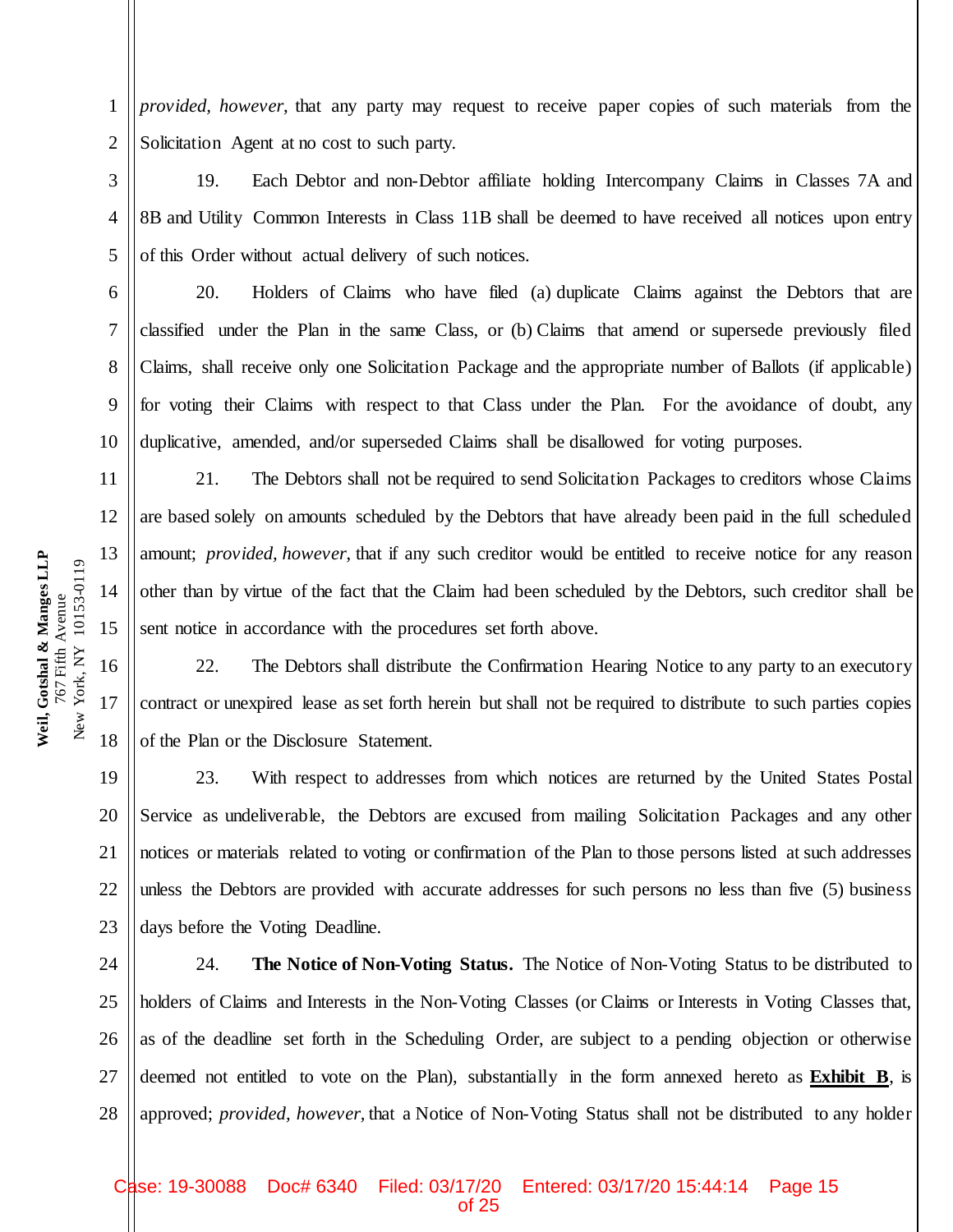*provided, however*, that any party may request to receive paper copies of such materials from the Solicitation Agent at no cost to such party.

19. Each Debtor and non-Debtor affiliate holding Intercompany Claims in Classes 7A and 8B and Utility Common Interests in Class 11B shall be deemed to have received all notices upon entry of this Order without actual delivery of such notices.

20. Holders of Claims who have filed (a) duplicate Claims against the Debtors that are classified under the Plan in the same Class, or (b) Claims that amend or supersede previously filed Claims, shall receive only one Solicitation Package and the appropriate number of Ballots (if applicable) for voting their Claims with respect to that Class under the Plan. For the avoidance of doubt, any duplicative, amended, and/or superseded Claims shall be disallowed for voting purposes.

21. The Debtors shall not be required to send Solicitation Packages to creditors whose Claims are based solely on amounts scheduled by the Debtors that have already been paid in the full scheduled amount; *provided, however*, that if any such creditor would be entitled to receive notice for any reason other than by virtue of the fact that the Claim had been scheduled by the Debtors, such creditor shall be sent notice in accordance with the procedures set forth above.

22. The Debtors shall distribute the Confirmation Hearing Notice to any party to an executory contract or unexpired lease as set forth herein but shall not be required to distribute to such parties copies of the Plan or the Disclosure Statement.

23. With respect to addresses from which notices are returned by the United States Postal Service as undeliverable, the Debtors are excused from mailing Solicitation Packages and any other notices or materials related to voting or confirmation of the Plan to those persons listed at such addresses unless the Debtors are provided with accurate addresses for such persons no less than five (5) business days before the Voting Deadline.

24. **The Notice of Non-Voting Status.** The Notice of Non-Voting Status to be distributed to holders of Claims and Interests in the Non-Voting Classes (or Claims or Interests in Voting Classes that, as of the deadline set forth in the Scheduling Order, are subject to a pending objection or otherwise deemed not entitled to vote on the Plan), substantially in the form annexed hereto as **Exhibit B**, is approved; *provided, however,* that a Notice of Non-Voting Status shall not be distributed to any holder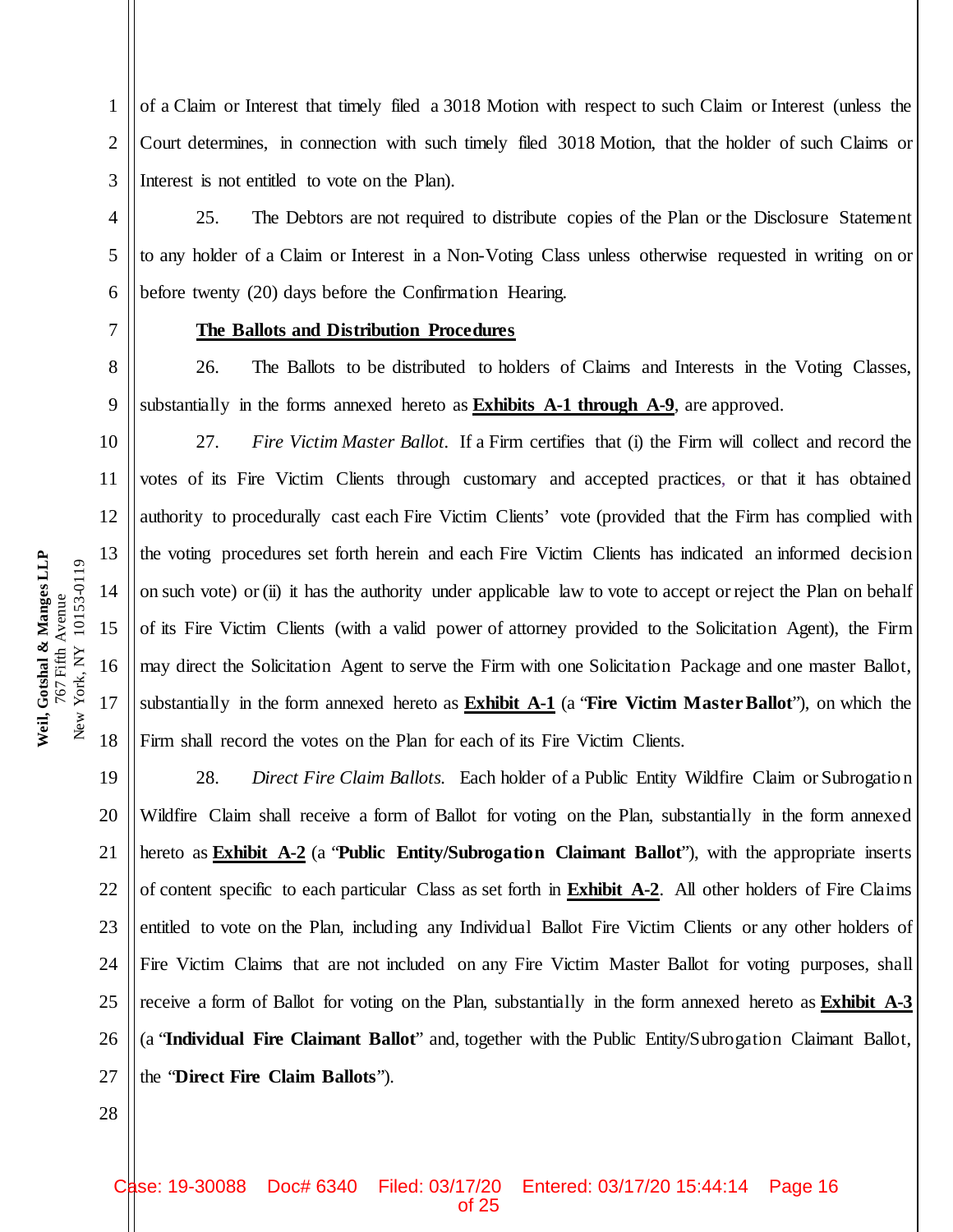of a Claim or Interest that timely filed a 3018 Motion with respect to such Claim or Interest (unless the Court determines, in connection with such timely filed 3018 Motion, that the holder of such Claims or Interest is not entitled to vote on the Plan).

25. The Debtors are not required to distribute copies of the Plan or the Disclosure Statement to any holder of a Claim or Interest in a Non-Voting Class unless otherwise requested in writing on or before twenty (20) days before the Confirmation Hearing.

**The Ballots and Distribution Procedures**

26. The Ballots to be distributed to holders of Claims and Interests in the Voting Classes, substantially in the forms annexed hereto as **Exhibits A-1 through A-9**, are approved.

27. *Fire Victim Master Ballot*. If a Firm certifies that (i) the Firm will collect and record the votes of its Fire Victim Clients through customary and accepted practices, or that it has obtained authority to procedurally cast each Fire Victim Clients' vote (provided that the Firm has complied with the voting procedures set forth herein and each Fire Victim Clients has indicated an informed decision on such vote) or (ii) it has the authority under applicable law to vote to accept or reject the Plan on behalf of its Fire Victim Clients (with a valid power of attorney provided to the Solicitation Agent), the Firm may direct the Solicitation Agent to serve the Firm with one Solicitation Package and one master Ballot, substantially in the form annexed hereto as **Exhibit A-1** (a "**Fire Victim Master Ballot**"), on which the Firm shall record the votes on the Plan for each of its Fire Victim Clients.

28. *Direct Fire Claim Ballots*. Each holder of a Public Entity Wildfire Claim or Subrogation Wildfire Claim shall receive a form of Ballot for voting on the Plan, substantially in the form annexed hereto as **Exhibit A-2** (a "**Public Entity/Subrogation Claimant Ballot**"), with the appropriate inserts of content specific to each particular Class as set forth in **Exhibit A-2**. All other holders of Fire Claims entitled to vote on the Plan, including any Individual Ballot Fire Victim Clients or any other holders of Fire Victim Claims that are not included on any Fire Victim Master Ballot for voting purposes, shall receive a form of Ballot for voting on the Plan, substantially in the form annexed hereto as **Exhibit A-3** (a "**Individual Fire Claimant Ballot**" and, together with the Public Entity/Subrogation Claimant Ballot, the "**Direct Fire Claim Ballots**").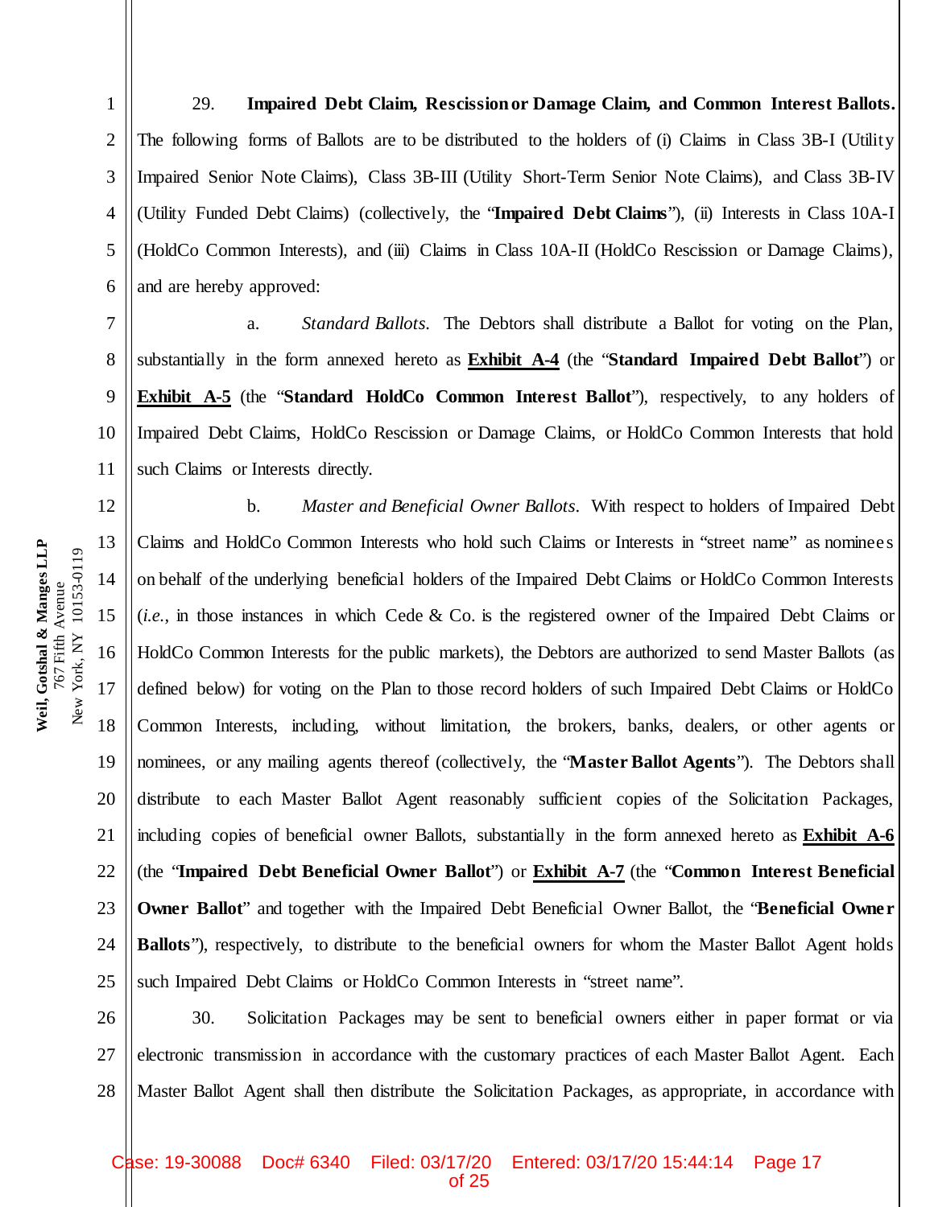29. **Impaired Debt Claim, Rescission or Damage Claim, and Common Interest Ballots.** The following forms of Ballots are to be distributed to the holders of (i) Claims in Class 3B-I (Utility Impaired Senior Note Claims), Class 3B-III (Utility Short-Term Senior Note Claims), and Class 3B-IV (Utility Funded Debt Claims) (collectively, the "**Impaired Debt Claims**"), (ii) Interests in Class 10A-I (HoldCo Common Interests), and (iii) Claims in Class 10A-II (HoldCo Rescission or Damage Claims), and are hereby approved:

a. *Standard Ballots*. The Debtors shall distribute a Ballot for voting on the Plan, substantially in the form annexed hereto as **Exhibit A-4** (the "**Standard Impaired Debt Ballot**") or **Exhibit A-5** (the "**Standard HoldCo Common Interest Ballot**"), respectively, to any holders of Impaired Debt Claims, HoldCo Rescission or Damage Claims, or HoldCo Common Interests that hold such Claims or Interests directly.

b. *Master and Beneficial Owner Ballots*. With respect to holders of Impaired Debt Claims and HoldCo Common Interests who hold such Claims or Interests in "street name" as nominees on behalf of the underlying beneficial holders of the Impaired Debt Claims or HoldCo Common Interests (*i.e.*, in those instances in which Cede & Co. is the registered owner of the Impaired Debt Claims or HoldCo Common Interests for the public markets), the Debtors are authorized to send Master Ballots (as defined below) for voting on the Plan to those record holders of such Impaired Debt Claims or HoldCo Common Interests, including, without limitation, the brokers, banks, dealers, or other agents or nominees, or any mailing agents thereof (collectively, the "**Master Ballot Agents**"). The Debtors shall distribute to each Master Ballot Agent reasonably sufficient copies of the Solicitation Packages, including copies of beneficial owner Ballots, substantially in the form annexed hereto as **Exhibit A-6** (the "**Impaired Debt Beneficial Owner Ballot**") or **Exhibit A-7** (the "**Common Interest Beneficial Owner Ballot**" and together with the Impaired Debt Beneficial Owner Ballot, the "**Beneficial Owner Ballots**"), respectively, to distribute to the beneficial owners for whom the Master Ballot Agent holds such Impaired Debt Claims or HoldCo Common Interests in "street name".

30. Solicitation Packages may be sent to beneficial owners either in paper format or via electronic transmission in accordance with the customary practices of each Master Ballot Agent. Each Master Ballot Agent shall then distribute the Solicitation Packages, as appropriate, in accordance with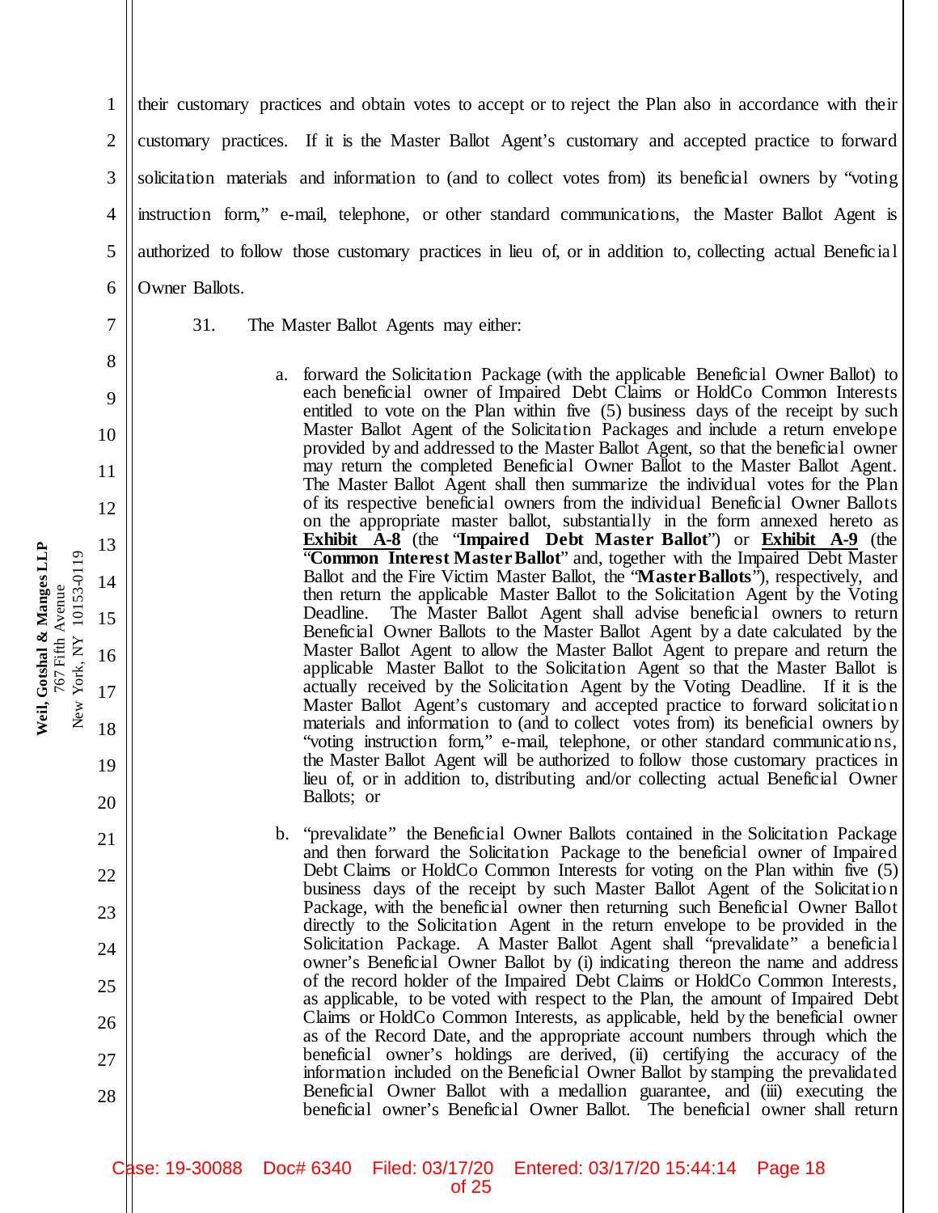their customary practices and obtain votes to accept or to reject the Plan also in accordance with their customary practices. If it is the Master Ballot Agent's customary and accepted practice to forward solicitation materials and information to (and to collect votes from) its beneficial owners by "voting instruction form," e-mail, telephone, or other standard communications, the Master Ballot Agent is authorized to follow those customary practices in lieu of, or in addition to, collecting actual Beneficial Owner Ballots.

31. The Master Ballot Agents may either:

a. forward the Solicitation Package (with the applicable Beneficial Owner Ballot) to each beneficial owner of Impaired Debt Claims or HoldCo Common Interests entitled to vote on the Plan within five (5) business days of the receipt by such Master Ballot Agent of the Solicitation Packages and include a return envelope provided by and addressed to the Master Ballot Agent, so that the beneficial owner may return the completed Beneficial Owner Ballot to the Master Ballot Agent. The Master Ballot Agent shall then summarize the individual votes for the Plan of its respective beneficial owners from the individual Beneficial Owner Ballots on the appropriate master ballot, substantially in the form annexed hereto as **Exhibit A-8** (the "**Impaired Debt Master Ballot**") or **Exhibit A-9** (the "**Common Interest Master Ballot**" and, together with the Impaired Debt Master Ballot and the Fire Victim Master Ballot, the "**Master Ballots**"), respectively, and then return the applicable Master Ballot to the Solicitation Agent by the Voting Deadline. The Master Ballot Agent shall advise beneficial owners to return Beneficial Owner Ballots to the Master Ballot Agent by a date calculated by the Master Ballot Agent to allow the Master Ballot Agent to prepare and return the applicable Master Ballot to the Solicitation Agent so that the Master Ballot is actually received by the Solicitation Agent by the Voting Deadline. If it is the Master Ballot Agent's customary and accepted practice to forward solicitation materials and information to (and to collect votes from) its beneficial owners by "voting instruction form," e-mail, telephone, or other standard communications, the Master Ballot Agent will be authorized to follow those customary practices in lieu of, or in addition to, distributing and/or collecting actual Beneficial Owner Ballots; or

b. "prevalidate" the Beneficial Owner Ballots contained in the Solicitation Package and then forward the Solicitation Package to the beneficial owner of Impaired Debt Claims or HoldCo Common Interests for voting on the Plan within five (5) business days of the receipt by such Master Ballot Agent of the Solicitation Package, with the beneficial owner then returning such Beneficial Owner Ballot directly to the Solicitation Agent in the return envelope to be provided in the Solicitation Package. A Master Ballot Agent shall "prevalidate" a beneficial owner's Beneficial Owner Ballot by (i) indicating thereon the name and address of the record holder of the Impaired Debt Claims or HoldCo Common Interests, as applicable, to be voted with respect to the Plan, the amount of Impaired Debt Claims or HoldCo Common Interests, as applicable, held by the beneficial owner as of the Record Date, and the appropriate account numbers through which the beneficial owner's holdings are derived, (ii) certifying the accuracy of the information included on the Beneficial Owner Ballot by stamping the prevalidated Beneficial Owner Ballot with a medallion guarantee, and (iii) executing the beneficial owner's Beneficial Owner Ballot. The beneficial owner shall return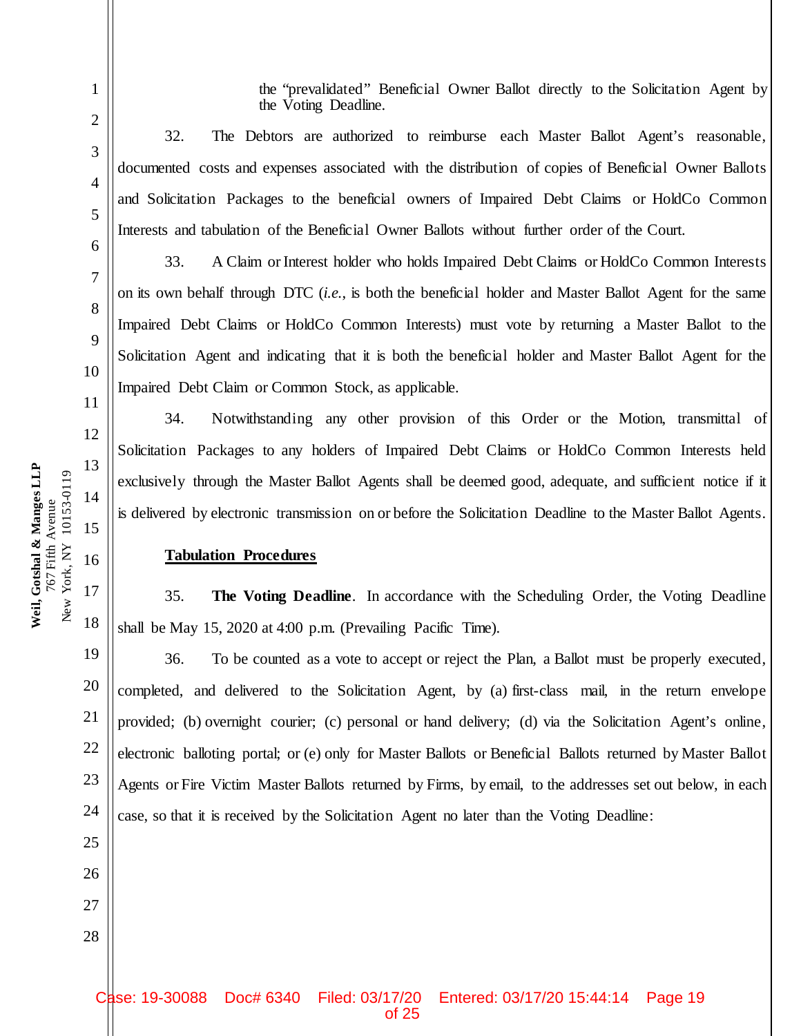the "prevalidated" Beneficial Owner Ballot directly to the Solicitation Agent by the Voting Deadline.

32. The Debtors are authorized to reimburse each Master Ballot Agent's reasonable, documented costs and expenses associated with the distribution of copies of Beneficial Owner Ballots and Solicitation Packages to the beneficial owners of Impaired Debt Claims or HoldCo Common Interests and tabulation of the Beneficial Owner Ballots without further order of the Court.

33. A Claim or Interest holder who holds Impaired Debt Claims or HoldCo Common Interests on its own behalf through DTC (*i.e.*, is both the beneficial holder and Master Ballot Agent for the same Impaired Debt Claims or HoldCo Common Interests) must vote by returning a Master Ballot to the Solicitation Agent and indicating that it is both the beneficial holder and Master Ballot Agent for the Impaired Debt Claim or Common Stock, as applicable.

34. Notwithstanding any other provision of this Order or the Motion, transmittal of Solicitation Packages to any holders of Impaired Debt Claims or HoldCo Common Interests held exclusively through the Master Ballot Agents shall be deemed good, adequate, and sufficient notice if it is delivered by electronic transmission on or before the Solicitation Deadline to the Master Ballot Agents.

<u>**Tabulation Procedures**</u>

35. **The Voting Deadline**. In accordance with the Scheduling Order, the Voting Deadline shall be May 15, 2020 at 4:00 p.m. (Prevailing Pacific Time).

36. To be counted as a vote to accept or reject the Plan, a Ballot must be properly executed, completed, and delivered to the Solicitation Agent, by (a) first-class mail, in the return envelope provided; (b) overnight courier; (c) personal or hand delivery; (d) via the Solicitation Agent's online, electronic balloting portal; or (e) only for Master Ballots or Beneficial Ballots returned by Master Ballot Agents or Fire Victim Master Ballots returned by Firms, by email, to the addresses set out below, in each case, so that it is received by the Solicitation Agent no later than the Voting Deadline: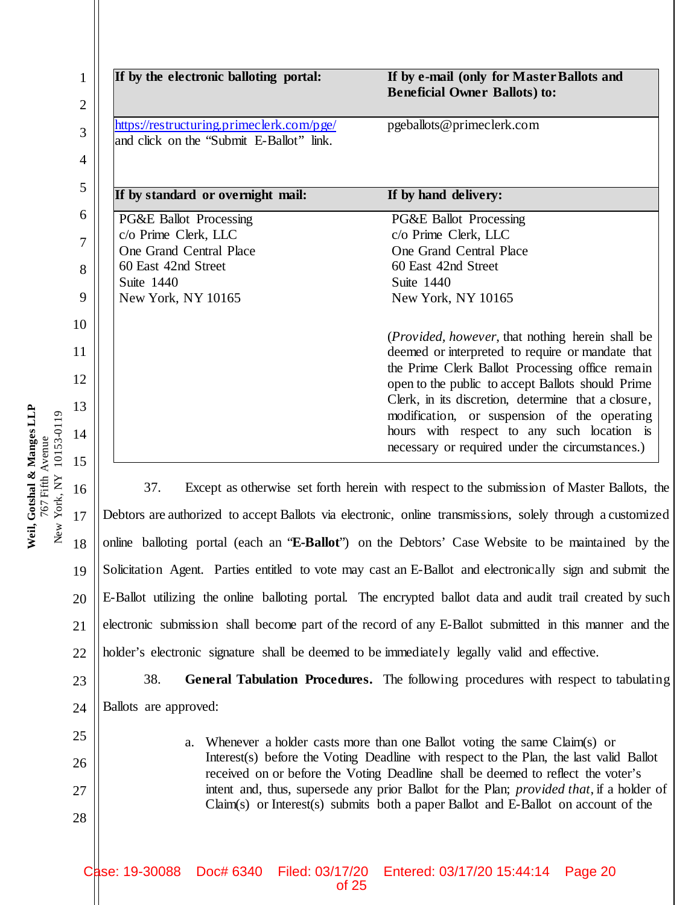| If by the electronic balloting portal: | If by e-mail (only for Master Ballots and Beneficial Owner Ballots) to: |
|---|---|
| https://restructuring.primeclerk.com/pge/ and click on the "Submit E-Ballot" link. | pgeballots@primeclerk.com |
| **If by standard or overnight mail:** | **If by hand delivery:** |
| PG&E Ballot Processing<br>c/o Prime Clerk, LLC<br>One Grand Central Place<br>60 East 42nd Street<br>Suite 1440<br>New York, NY 10165 | PG&E Ballot Processing<br>c/o Prime Clerk, LLC<br>One Grand Central Place<br>60 East 42nd Street<br>Suite 1440<br>New York, NY 10165<br><br>(*Provided, however*, that nothing herein shall be deemed or interpreted to require or mandate that the Prime Clerk Ballot Processing office remain open to the public to accept Ballots should Prime Clerk, in its discretion, determine that a closure, modification, or suspension of the operating hours with respect to any such location is necessary or required under the circumstances.) |

37. Except as otherwise set forth herein with respect to the submission of Master Ballots, the Debtors are authorized to accept Ballots via electronic, online transmissions, solely through a customized online balloting portal (each an "**E-Ballot**") on the Debtors' Case Website to be maintained by the Solicitation Agent. Parties entitled to vote may cast an E-Ballot and electronically sign and submit the E-Ballot utilizing the online balloting portal. The encrypted ballot data and audit trail created by such electronic submission shall become part of the record of any E-Ballot submitted in this manner and the holder's electronic signature shall be deemed to be immediately legally valid and effective.

38. **General Tabulation Procedures.** The following procedures with respect to tabulating Ballots are approved:

a. Whenever a holder casts more than one Ballot voting the same Claim(s) or Interest(s) before the Voting Deadline with respect to the Plan, the last valid Ballot received on or before the Voting Deadline shall be deemed to reflect the voter's intent and, thus, supersede any prior Ballot for the Plan; *provided that*, if a holder of Claim(s) or Interest(s) submits both a paper Ballot and E-Ballot on account of the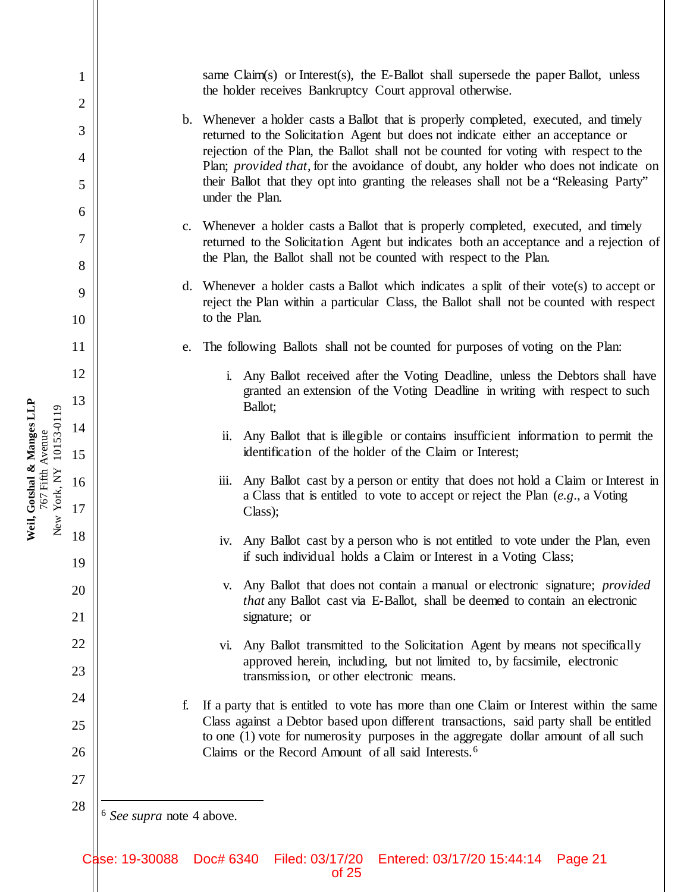same Claim(s) or Interest(s), the E-Ballot shall supersede the paper Ballot, unless the holder receives Bankruptcy Court approval otherwise.

b. Whenever a holder casts a Ballot that is properly completed, executed, and timely returned to the Solicitation Agent but does not indicate either an acceptance or rejection of the Plan, the Ballot shall not be counted for voting with respect to the Plan; *provided that*, for the avoidance of doubt, any holder who does not indicate on their Ballot that they opt into granting the releases shall not be a "Releasing Party" under the Plan.

c. Whenever a holder casts a Ballot that is properly completed, executed, and timely returned to the Solicitation Agent but indicates both an acceptance and a rejection of the Plan, the Ballot shall not be counted with respect to the Plan.

d. Whenever a holder casts a Ballot which indicates a split of their vote(s) to accept or reject the Plan within a particular Class, the Ballot shall not be counted with respect to the Plan.

e. The following Ballots shall not be counted for purposes of voting on the Plan:

   i. Any Ballot received after the Voting Deadline, unless the Debtors shall have granted an extension of the Voting Deadline in writing with respect to such Ballot;

   ii. Any Ballot that is illegible or contains insufficient information to permit the identification of the holder of the Claim or Interest;

   iii. Any Ballot cast by a person or entity that does not hold a Claim or Interest in a Class that is entitled to vote to accept or reject the Plan (*e.g.*, a Voting Class);

   iv. Any Ballot cast by a person who is not entitled to vote under the Plan, even if such individual holds a Claim or Interest in a Voting Class;

   v. Any Ballot that does not contain a manual or electronic signature; *provided that* any Ballot cast via E-Ballot, shall be deemed to contain an electronic signature; or

   vi. Any Ballot transmitted to the Solicitation Agent by means not specifically approved herein, including, but not limited to, by facsimile, electronic transmission, or other electronic means.

f. If a party that is entitled to vote has more than one Claim or Interest within the same Class against a Debtor based upon different transactions, said party shall be entitled to one (1) vote for numerosity purposes in the aggregate dollar amount of all such Claims or the Record Amount of all said Interests.[6]

---

[6] *See supra* note 4 above.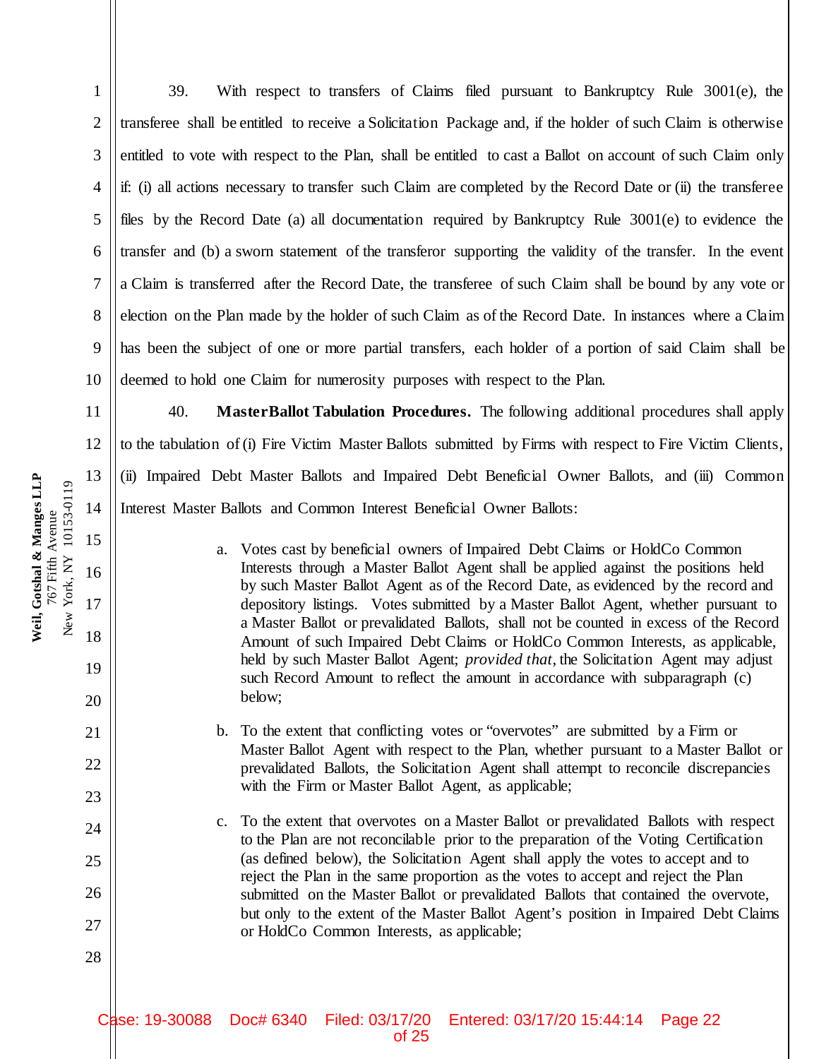39. With respect to transfers of Claims filed pursuant to Bankruptcy Rule 3001(e), the transferee shall be entitled to receive a Solicitation Package and, if the holder of such Claim is otherwise entitled to vote with respect to the Plan, shall be entitled to cast a Ballot on account of such Claim only if: (i) all actions necessary to transfer such Claim are completed by the Record Date or (ii) the transferee files by the Record Date (a) all documentation required by Bankruptcy Rule 3001(e) to evidence the transfer and (b) a sworn statement of the transferor supporting the validity of the transfer. In the event a Claim is transferred after the Record Date, the transferee of such Claim shall be bound by any vote or election on the Plan made by the holder of such Claim as of the Record Date. In instances where a Claim has been the subject of one or more partial transfers, each holder of a portion of said Claim shall be deemed to hold one Claim for numerosity purposes with respect to the Plan.

40. **Master Ballot Tabulation Procedures.** The following additional procedures shall apply to the tabulation of (i) Fire Victim Master Ballots submitted by Firms with respect to Fire Victim Clients, (ii) Impaired Debt Master Ballots and Impaired Debt Beneficial Owner Ballots, and (iii) Common Interest Master Ballots and Common Interest Beneficial Owner Ballots:

a. Votes cast by beneficial owners of Impaired Debt Claims or HoldCo Common Interests through a Master Ballot Agent shall be applied against the positions held by such Master Ballot Agent as of the Record Date, as evidenced by the record and depository listings. Votes submitted by a Master Ballot Agent, whether pursuant to a Master Ballot or prevalidated Ballots, shall not be counted in excess of the Record Amount of such Impaired Debt Claims or HoldCo Common Interests, as applicable, held by such Master Ballot Agent; *provided that*, the Solicitation Agent may adjust such Record Amount to reflect the amount in accordance with subparagraph (c) below;

b. To the extent that conflicting votes or "overvotes" are submitted by a Firm or Master Ballot Agent with respect to the Plan, whether pursuant to a Master Ballot or prevalidated Ballots, the Solicitation Agent shall attempt to reconcile discrepancies with the Firm or Master Ballot Agent, as applicable;

c. To the extent that overvotes on a Master Ballot or prevalidated Ballots with respect to the Plan are not reconcilable prior to the preparation of the Voting Certification (as defined below), the Solicitation Agent shall apply the votes to accept and to reject the Plan in the same proportion as the votes to accept and reject the Plan submitted on the Master Ballot or prevalidated Ballots that contained the overvote, but only to the extent of the Master Ballot Agent's position in Impaired Debt Claims or HoldCo Common Interests, as applicable;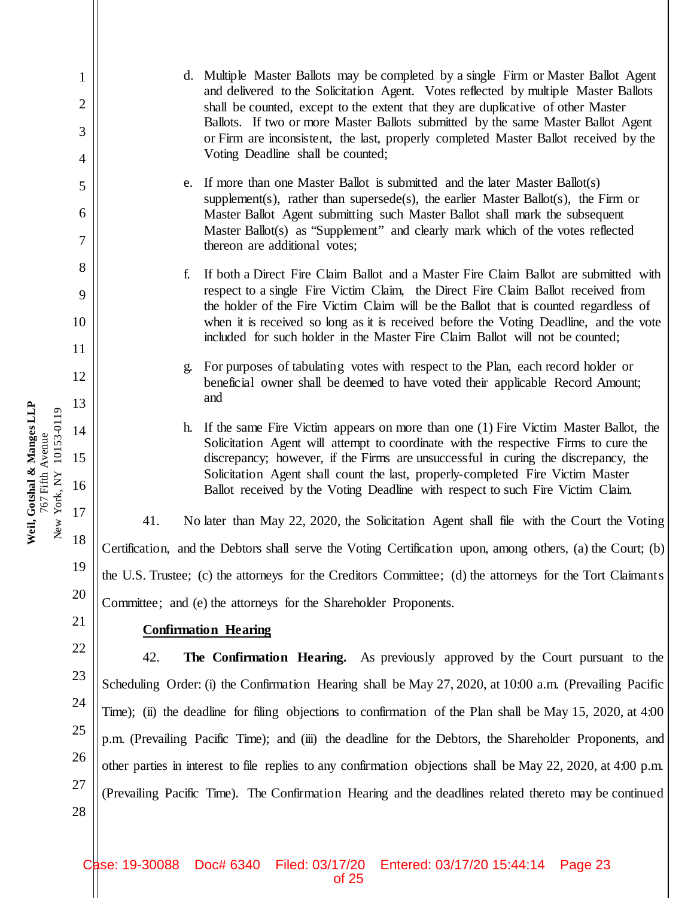d. Multiple Master Ballots may be completed by a single Firm or Master Ballot Agent and delivered to the Solicitation Agent. Votes reflected by multiple Master Ballots shall be counted, except to the extent that they are duplicative of other Master Ballots. If two or more Master Ballots submitted by the same Master Ballot Agent or Firm are inconsistent, the last, properly completed Master Ballot received by the Voting Deadline shall be counted;

e. If more than one Master Ballot is submitted and the later Master Ballot(s) supplement(s), rather than supersede(s), the earlier Master Ballot(s), the Firm or Master Ballot Agent submitting such Master Ballot shall mark the subsequent Master Ballot(s) as "Supplement" and clearly mark which of the votes reflected thereon are additional votes;

f. If both a Direct Fire Claim Ballot and a Master Fire Claim Ballot are submitted with respect to a single Fire Victim Claim, the Direct Fire Claim Ballot received from the holder of the Fire Victim Claim will be the Ballot that is counted regardless of when it is received so long as it is received before the Voting Deadline, and the vote included for such holder in the Master Fire Claim Ballot will not be counted;

g. For purposes of tabulating votes with respect to the Plan, each record holder or beneficial owner shall be deemed to have voted their applicable Record Amount; and

h. If the same Fire Victim appears on more than one (1) Fire Victim Master Ballot, the Solicitation Agent will attempt to coordinate with the respective Firms to cure the discrepancy; however, if the Firms are unsuccessful in curing the discrepancy, the Solicitation Agent shall count the last, properly-completed Fire Victim Master Ballot received by the Voting Deadline with respect to such Fire Victim Claim.

41. No later than May 22, 2020, the Solicitation Agent shall file with the Court the Voting Certification, and the Debtors shall serve the Voting Certification upon, among others, (a) the Court; (b) the U.S. Trustee; (c) the attorneys for the Creditors Committee; (d) the attorneys for the Tort Claimants Committee; and (e) the attorneys for the Shareholder Proponents.

**Confirmation Hearing**

42. **The Confirmation Hearing.** As previously approved by the Court pursuant to the Scheduling Order: (i) the Confirmation Hearing shall be May 27, 2020, at 10:00 a.m. (Prevailing Pacific Time); (ii) the deadline for filing objections to confirmation of the Plan shall be May 15, 2020, at 4:00 p.m. (Prevailing Pacific Time); and (iii) the deadline for the Debtors, the Shareholder Proponents, and other parties in interest to file replies to any confirmation objections shall be May 22, 2020, at 4:00 p.m. (Prevailing Pacific Time). The Confirmation Hearing and the deadlines related thereto may be continued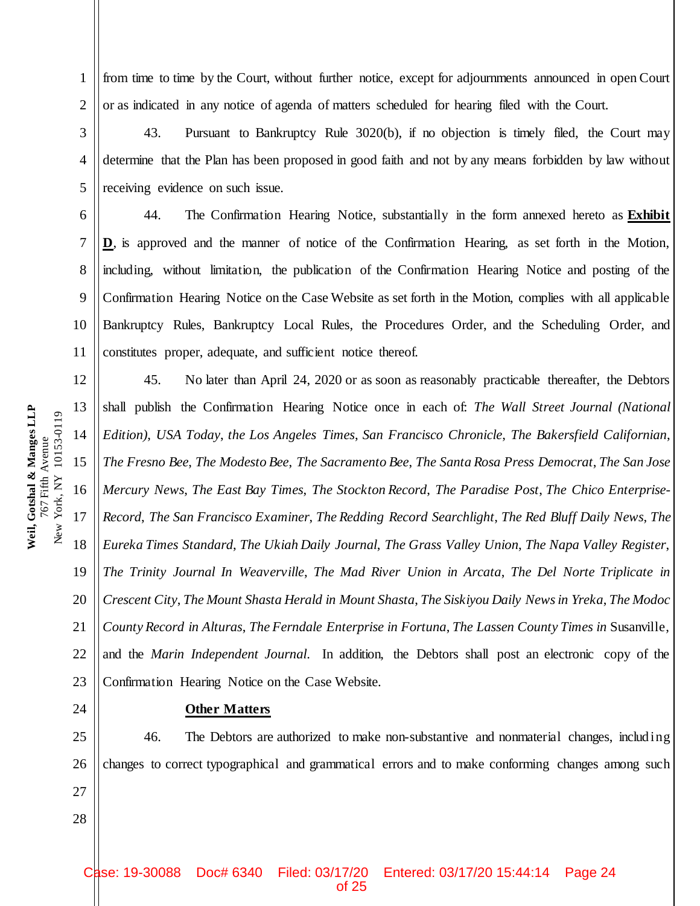from time to time by the Court, without further notice, except for adjournments announced in open Court or as indicated in any notice of agenda of matters scheduled for hearing filed with the Court.

43. Pursuant to Bankruptcy Rule 3020(b), if no objection is timely filed, the Court may determine that the Plan has been proposed in good faith and not by any means forbidden by law without receiving evidence on such issue.

44. The Confirmation Hearing Notice, substantially in the form annexed hereto as **Exhibit D**, is approved and the manner of notice of the Confirmation Hearing, as set forth in the Motion, including, without limitation, the publication of the Confirmation Hearing Notice and posting of the Confirmation Hearing Notice on the Case Website as set forth in the Motion, complies with all applicable Bankruptcy Rules, Bankruptcy Local Rules, the Procedures Order, and the Scheduling Order, and constitutes proper, adequate, and sufficient notice thereof.

45. No later than April 24, 2020 or as soon as reasonably practicable thereafter, the Debtors shall publish the Confirmation Hearing Notice once in each of: *The Wall Street Journal (National Edition)*, *USA Today*, *the Los Angeles Times*, *San Francisco Chronicle*, *The Bakersfield Californian*, *The Fresno Bee*, *The Modesto Bee*, *The Sacramento Bee*, *The Santa Rosa Press Democrat*, *The San Jose Mercury News*, *The East Bay Times*, *The Stockton Record*, *The Paradise Post*, *The Chico Enterprise-Record*, *The San Francisco Examiner*, *The Redding Record Searchlight*, *The Red Bluff Daily News*, *The Eureka Times Standard*, *The Ukiah Daily Journal*, *The Grass Valley Union*, *The Napa Valley Register*, *The Trinity Journal In Weaverville*, *The Mad River Union in Arcata*, *The Del Norte Triplicate in Crescent City*, *The Mount Shasta Herald in Mount Shasta*, *The Siskiyou Daily News in Yreka*, *The Modoc County Record in Alturas*, *The Ferndale Enterprise in Fortuna*, *The Lassen County Times in* Susanville, and the *Marin Independent Journal*. In addition, the Debtors shall post an electronic copy of the Confirmation Hearing Notice on the Case Website.

**Other Matters**

46. The Debtors are authorized to make non-substantive and nonmaterial changes, including changes to correct typographical and grammatical errors and to make conforming changes among such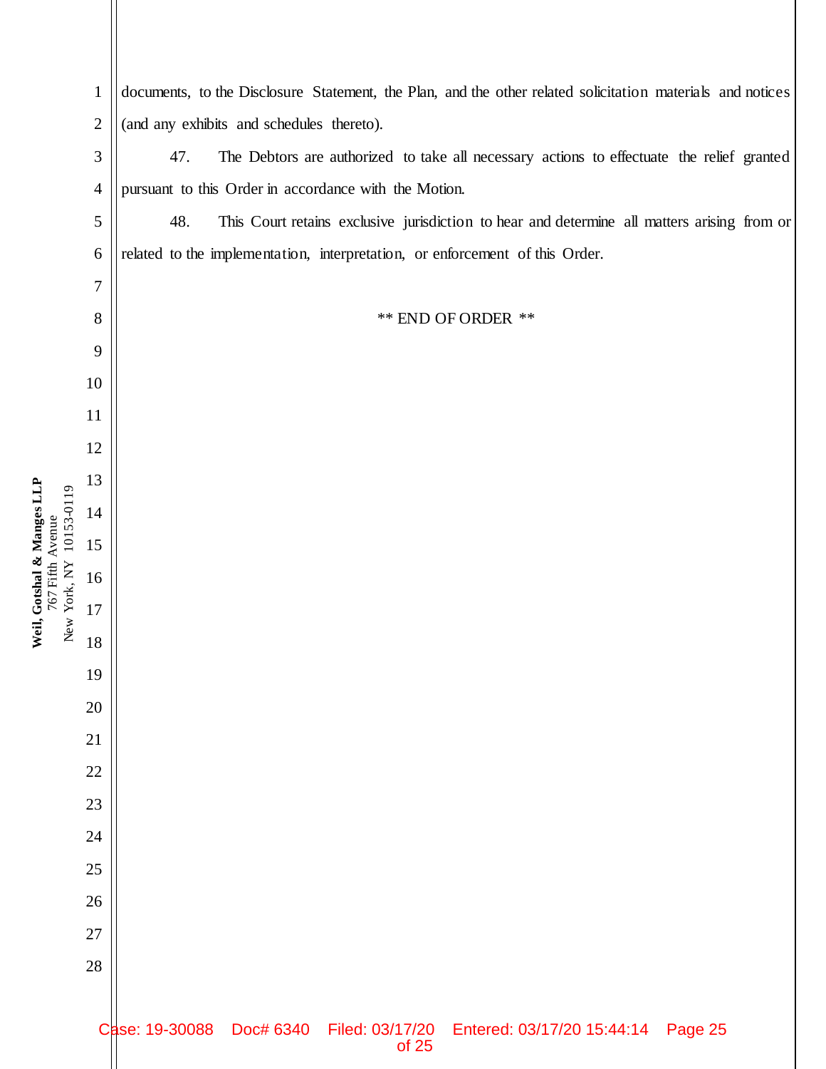documents, to the Disclosure Statement, the Plan, and the other related solicitation materials and notices (and any exhibits and schedules thereto).

47. The Debtors are authorized to take all necessary actions to effectuate the relief granted pursuant to this Order in accordance with the Motion.

48. This Court retains exclusive jurisdiction to hear and determine all matters arising from or related to the implementation, interpretation, or enforcement of this Order.

** END OF ORDER **